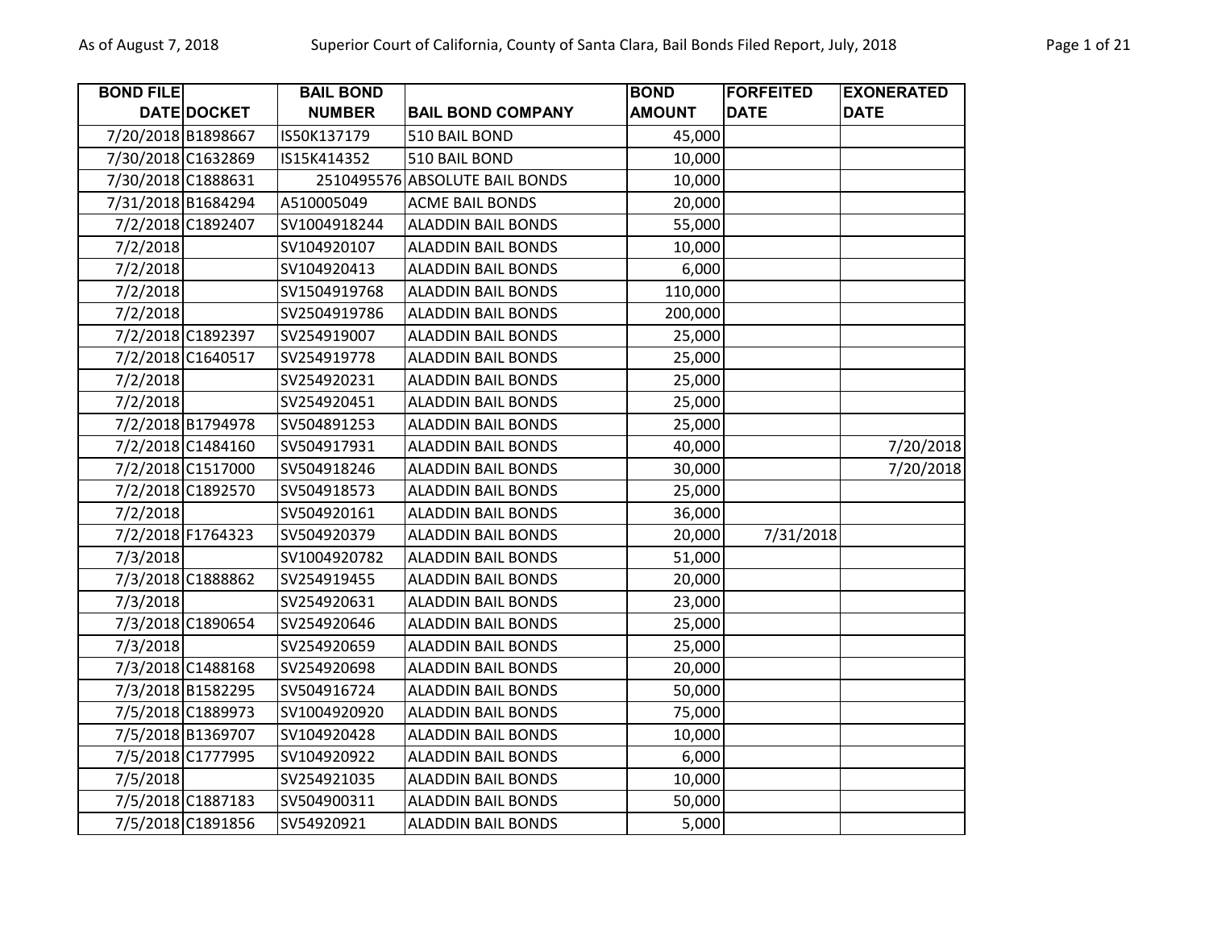| BOND FILE DATE | DOCKET | BAIL BOND NUMBER | BAIL BOND COMPANY | BOND AMOUNT | FORFEITED DATE | EXONERATED DATE |
|---|---|---|---|---|---|---|
| 7/20/2018 | B1898667 | IS50K137179 | 510 BAIL BOND | 45,000 | | |
| 7/30/2018 | C1632869 | IS15K414352 | 510 BAIL BOND | 10,000 | | |
| 7/30/2018 | C1888631 | 2510495576 | ABSOLUTE BAIL BONDS | 10,000 | | |
| 7/31/2018 | B1684294 | A510005049 | ACME BAIL BONDS | 20,000 | | |
| 7/2/2018 | C1892407 | SV1004918244 | ALADDIN BAIL BONDS | 55,000 | | |
| 7/2/2018 | | SV104920107 | ALADDIN BAIL BONDS | 10,000 | | |
| 7/2/2018 | | SV104920413 | ALADDIN BAIL BONDS | 6,000 | | |
| 7/2/2018 | | SV1504919768 | ALADDIN BAIL BONDS | 110,000 | | |
| 7/2/2018 | | SV2504919786 | ALADDIN BAIL BONDS | 200,000 | | |
| 7/2/2018 | C1892397 | SV254919007 | ALADDIN BAIL BONDS | 25,000 | | |
| 7/2/2018 | C1640517 | SV254919778 | ALADDIN BAIL BONDS | 25,000 | | |
| 7/2/2018 | | SV254920231 | ALADDIN BAIL BONDS | 25,000 | | |
| 7/2/2018 | | SV254920451 | ALADDIN BAIL BONDS | 25,000 | | |
| 7/2/2018 | B1794978 | SV504891253 | ALADDIN BAIL BONDS | 25,000 | | |
| 7/2/2018 | C1484160 | SV504917931 | ALADDIN BAIL BONDS | 40,000 | | 7/20/2018 |
| 7/2/2018 | C1517000 | SV504918246 | ALADDIN BAIL BONDS | 30,000 | | 7/20/2018 |
| 7/2/2018 | C1892570 | SV504918573 | ALADDIN BAIL BONDS | 25,000 | | |
| 7/2/2018 | | SV504920161 | ALADDIN BAIL BONDS | 36,000 | | |
| 7/2/2018 | F1764323 | SV504920379 | ALADDIN BAIL BONDS | 20,000 | 7/31/2018 | |
| 7/3/2018 | | SV1004920782 | ALADDIN BAIL BONDS | 51,000 | | |
| 7/3/2018 | C1888862 | SV254919455 | ALADDIN BAIL BONDS | 20,000 | | |
| 7/3/2018 | | SV254920631 | ALADDIN BAIL BONDS | 23,000 | | |
| 7/3/2018 | C1890654 | SV254920646 | ALADDIN BAIL BONDS | 25,000 | | |
| 7/3/2018 | | SV254920659 | ALADDIN BAIL BONDS | 25,000 | | |
| 7/3/2018 | C1488168 | SV254920698 | ALADDIN BAIL BONDS | 20,000 | | |
| 7/3/2018 | B1582295 | SV504916724 | ALADDIN BAIL BONDS | 50,000 | | |
| 7/5/2018 | C1889973 | SV1004920920 | ALADDIN BAIL BONDS | 75,000 | | |
| 7/5/2018 | B1369707 | SV104920428 | ALADDIN BAIL BONDS | 10,000 | | |
| 7/5/2018 | C1777995 | SV104920922 | ALADDIN BAIL BONDS | 6,000 | | |
| 7/5/2018 | | SV254921035 | ALADDIN BAIL BONDS | 10,000 | | |
| 7/5/2018 | C1887183 | SV504900311 | ALADDIN BAIL BONDS | 50,000 | | |
| 7/5/2018 | C1891856 | SV54920921 | ALADDIN BAIL BONDS | 5,000 | | |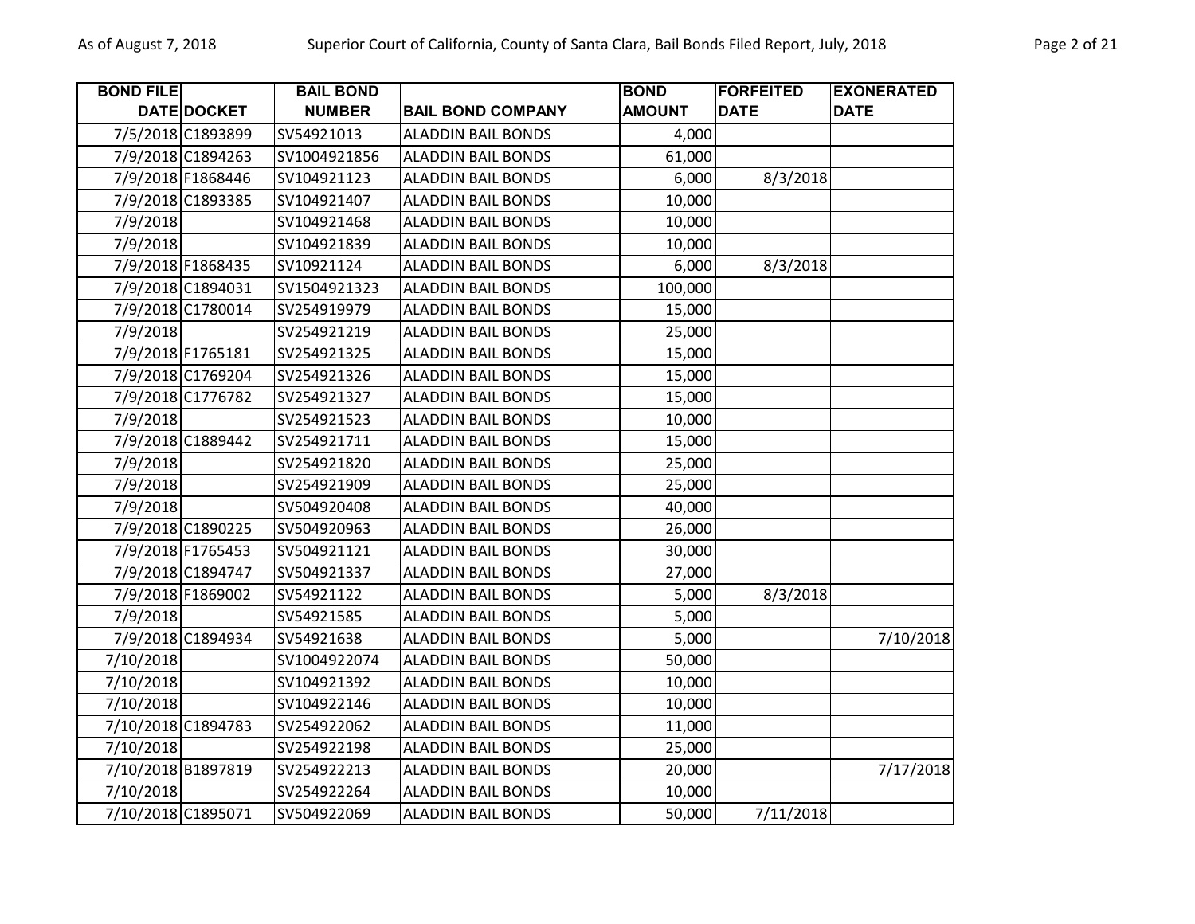| BOND FILE DATE | DOCKET | BAIL BOND NUMBER | BAIL BOND COMPANY | BOND AMOUNT | FORFEITED DATE | EXONERATED DATE |
| --- | --- | --- | --- | --- | --- | --- |
| 7/5/2018 | C1893899 | SV54921013 | ALADDIN BAIL BONDS | 4,000 | | |
| 7/9/2018 | C1894263 | SV1004921856 | ALADDIN BAIL BONDS | 61,000 | | |
| 7/9/2018 | F1868446 | SV104921123 | ALADDIN BAIL BONDS | 6,000 | 8/3/2018 | |
| 7/9/2018 | C1893385 | SV104921407 | ALADDIN BAIL BONDS | 10,000 | | |
| 7/9/2018 | | SV104921468 | ALADDIN BAIL BONDS | 10,000 | | |
| 7/9/2018 | | SV104921839 | ALADDIN BAIL BONDS | 10,000 | | |
| 7/9/2018 | F1868435 | SV10921124 | ALADDIN BAIL BONDS | 6,000 | 8/3/2018 | |
| 7/9/2018 | C1894031 | SV1504921323 | ALADDIN BAIL BONDS | 100,000 | | |
| 7/9/2018 | C1780014 | SV254919979 | ALADDIN BAIL BONDS | 15,000 | | |
| 7/9/2018 | | SV254921219 | ALADDIN BAIL BONDS | 25,000 | | |
| 7/9/2018 | F1765181 | SV254921325 | ALADDIN BAIL BONDS | 15,000 | | |
| 7/9/2018 | C1769204 | SV254921326 | ALADDIN BAIL BONDS | 15,000 | | |
| 7/9/2018 | C1776782 | SV254921327 | ALADDIN BAIL BONDS | 15,000 | | |
| 7/9/2018 | | SV254921523 | ALADDIN BAIL BONDS | 10,000 | | |
| 7/9/2018 | C1889442 | SV254921711 | ALADDIN BAIL BONDS | 15,000 | | |
| 7/9/2018 | | SV254921820 | ALADDIN BAIL BONDS | 25,000 | | |
| 7/9/2018 | | SV254921909 | ALADDIN BAIL BONDS | 25,000 | | |
| 7/9/2018 | | SV504920408 | ALADDIN BAIL BONDS | 40,000 | | |
| 7/9/2018 | C1890225 | SV504920963 | ALADDIN BAIL BONDS | 26,000 | | |
| 7/9/2018 | F1765453 | SV504921121 | ALADDIN BAIL BONDS | 30,000 | | |
| 7/9/2018 | C1894747 | SV504921337 | ALADDIN BAIL BONDS | 27,000 | | |
| 7/9/2018 | F1869002 | SV54921122 | ALADDIN BAIL BONDS | 5,000 | 8/3/2018 | |
| 7/9/2018 | | SV54921585 | ALADDIN BAIL BONDS | 5,000 | | |
| 7/9/2018 | C1894934 | SV54921638 | ALADDIN BAIL BONDS | 5,000 | | 7/10/2018 |
| 7/10/2018 | | SV1004922074 | ALADDIN BAIL BONDS | 50,000 | | |
| 7/10/2018 | | SV104921392 | ALADDIN BAIL BONDS | 10,000 | | |
| 7/10/2018 | | SV104922146 | ALADDIN BAIL BONDS | 10,000 | | |
| 7/10/2018 | C1894783 | SV254922062 | ALADDIN BAIL BONDS | 11,000 | | |
| 7/10/2018 | | SV254922198 | ALADDIN BAIL BONDS | 25,000 | | |
| 7/10/2018 | B1897819 | SV254922213 | ALADDIN BAIL BONDS | 20,000 | | 7/17/2018 |
| 7/10/2018 | | SV254922264 | ALADDIN BAIL BONDS | 10,000 | | |
| 7/10/2018 | C1895071 | SV504922069 | ALADDIN BAIL BONDS | 50,000 | 7/11/2018 | |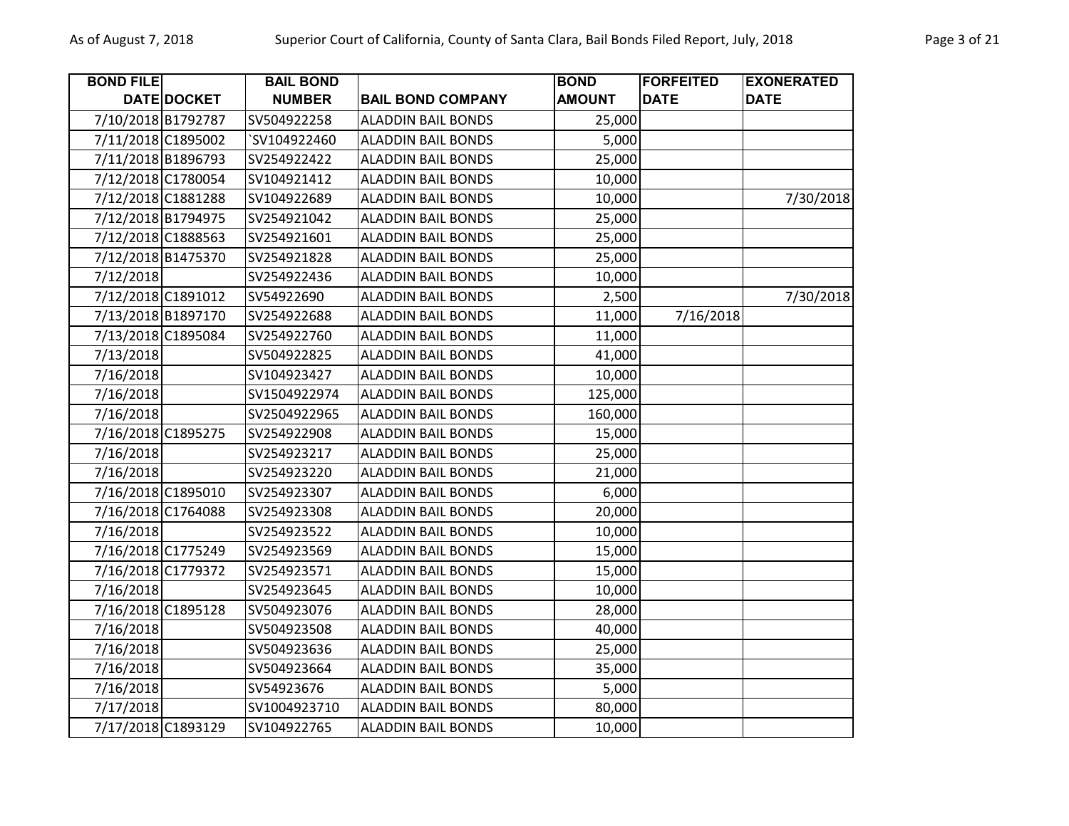| BOND FILE DATE | DOCKET | BAIL BOND NUMBER | BAIL BOND COMPANY | BOND AMOUNT | FORFEITED DATE | EXONERATED DATE |
|---|---|---|---|---|---|---|
| 7/10/2018 | B1792787 | SV504922258 | ALADDIN BAIL BONDS | 25,000 | | |
| 7/11/2018 | C1895002 | `SV104922460 | ALADDIN BAIL BONDS | 5,000 | | |
| 7/11/2018 | B1896793 | SV254922422 | ALADDIN BAIL BONDS | 25,000 | | |
| 7/12/2018 | C1780054 | SV104921412 | ALADDIN BAIL BONDS | 10,000 | | |
| 7/12/2018 | C1881288 | SV104922689 | ALADDIN BAIL BONDS | 10,000 | | 7/30/2018 |
| 7/12/2018 | B1794975 | SV254921042 | ALADDIN BAIL BONDS | 25,000 | | |
| 7/12/2018 | C1888563 | SV254921601 | ALADDIN BAIL BONDS | 25,000 | | |
| 7/12/2018 | B1475370 | SV254921828 | ALADDIN BAIL BONDS | 25,000 | | |
| 7/12/2018 | | SV254922436 | ALADDIN BAIL BONDS | 10,000 | | |
| 7/12/2018 | C1891012 | SV54922690 | ALADDIN BAIL BONDS | 2,500 | | 7/30/2018 |
| 7/13/2018 | B1897170 | SV254922688 | ALADDIN BAIL BONDS | 11,000 | 7/16/2018 | |
| 7/13/2018 | C1895084 | SV254922760 | ALADDIN BAIL BONDS | 11,000 | | |
| 7/13/2018 | | SV504922825 | ALADDIN BAIL BONDS | 41,000 | | |
| 7/16/2018 | | SV104923427 | ALADDIN BAIL BONDS | 10,000 | | |
| 7/16/2018 | | SV1504922974 | ALADDIN BAIL BONDS | 125,000 | | |
| 7/16/2018 | | SV2504922965 | ALADDIN BAIL BONDS | 160,000 | | |
| 7/16/2018 | C1895275 | SV254922908 | ALADDIN BAIL BONDS | 15,000 | | |
| 7/16/2018 | | SV254923217 | ALADDIN BAIL BONDS | 25,000 | | |
| 7/16/2018 | | SV254923220 | ALADDIN BAIL BONDS | 21,000 | | |
| 7/16/2018 | C1895010 | SV254923307 | ALADDIN BAIL BONDS | 6,000 | | |
| 7/16/2018 | C1764088 | SV254923308 | ALADDIN BAIL BONDS | 20,000 | | |
| 7/16/2018 | | SV254923522 | ALADDIN BAIL BONDS | 10,000 | | |
| 7/16/2018 | C1775249 | SV254923569 | ALADDIN BAIL BONDS | 15,000 | | |
| 7/16/2018 | C1779372 | SV254923571 | ALADDIN BAIL BONDS | 15,000 | | |
| 7/16/2018 | | SV254923645 | ALADDIN BAIL BONDS | 10,000 | | |
| 7/16/2018 | C1895128 | SV504923076 | ALADDIN BAIL BONDS | 28,000 | | |
| 7/16/2018 | | SV504923508 | ALADDIN BAIL BONDS | 40,000 | | |
| 7/16/2018 | | SV504923636 | ALADDIN BAIL BONDS | 25,000 | | |
| 7/16/2018 | | SV504923664 | ALADDIN BAIL BONDS | 35,000 | | |
| 7/16/2018 | | SV54923676 | ALADDIN BAIL BONDS | 5,000 | | |
| 7/17/2018 | | SV1004923710 | ALADDIN BAIL BONDS | 80,000 | | |
| 7/17/2018 | C1893129 | SV104922765 | ALADDIN BAIL BONDS | 10,000 | | |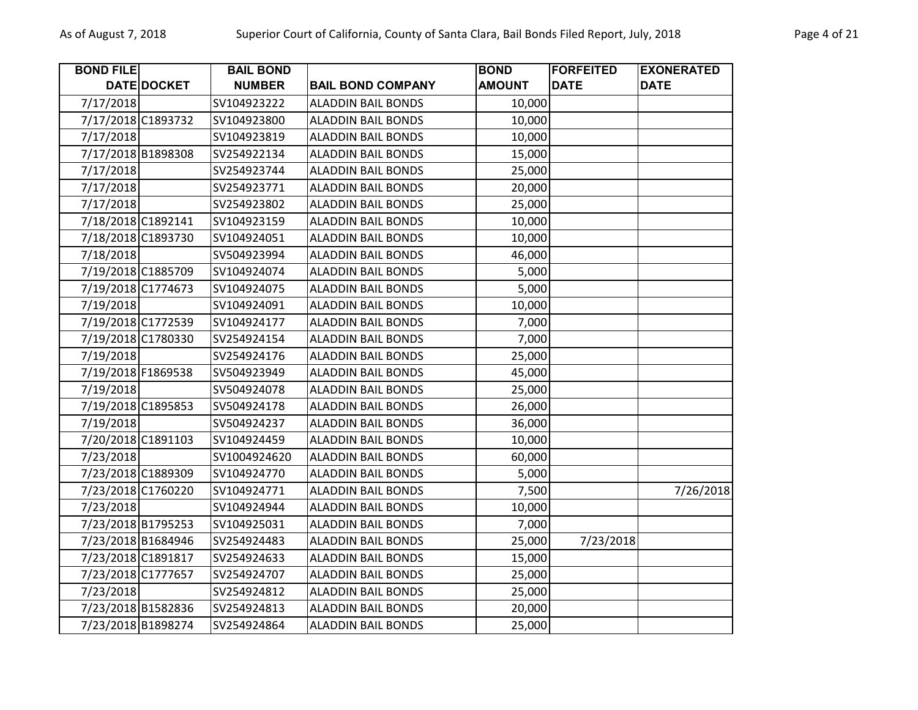| BOND FILE DATE | DOCKET | BAIL BOND NUMBER | BAIL BOND COMPANY | BOND AMOUNT | FORFEITED DATE | EXONERATED DATE |
|---|---|---|---|---|---|---|
| 7/17/2018 | | SV104923222 | ALADDIN BAIL BONDS | 10,000 | | |
| 7/17/2018 | C1893732 | SV104923800 | ALADDIN BAIL BONDS | 10,000 | | |
| 7/17/2018 | | SV104923819 | ALADDIN BAIL BONDS | 10,000 | | |
| 7/17/2018 | B1898308 | SV254922134 | ALADDIN BAIL BONDS | 15,000 | | |
| 7/17/2018 | | SV254923744 | ALADDIN BAIL BONDS | 25,000 | | |
| 7/17/2018 | | SV254923771 | ALADDIN BAIL BONDS | 20,000 | | |
| 7/17/2018 | | SV254923802 | ALADDIN BAIL BONDS | 25,000 | | |
| 7/18/2018 | C1892141 | SV104923159 | ALADDIN BAIL BONDS | 10,000 | | |
| 7/18/2018 | C1893730 | SV104924051 | ALADDIN BAIL BONDS | 10,000 | | |
| 7/18/2018 | | SV504923994 | ALADDIN BAIL BONDS | 46,000 | | |
| 7/19/2018 | C1885709 | SV104924074 | ALADDIN BAIL BONDS | 5,000 | | |
| 7/19/2018 | C1774673 | SV104924075 | ALADDIN BAIL BONDS | 5,000 | | |
| 7/19/2018 | | SV104924091 | ALADDIN BAIL BONDS | 10,000 | | |
| 7/19/2018 | C1772539 | SV104924177 | ALADDIN BAIL BONDS | 7,000 | | |
| 7/19/2018 | C1780330 | SV254924154 | ALADDIN BAIL BONDS | 7,000 | | |
| 7/19/2018 | | SV254924176 | ALADDIN BAIL BONDS | 25,000 | | |
| 7/19/2018 | F1869538 | SV504923949 | ALADDIN BAIL BONDS | 45,000 | | |
| 7/19/2018 | | SV504924078 | ALADDIN BAIL BONDS | 25,000 | | |
| 7/19/2018 | C1895853 | SV504924178 | ALADDIN BAIL BONDS | 26,000 | | |
| 7/19/2018 | | SV504924237 | ALADDIN BAIL BONDS | 36,000 | | |
| 7/20/2018 | C1891103 | SV104924459 | ALADDIN BAIL BONDS | 10,000 | | |
| 7/23/2018 | | SV1004924620 | ALADDIN BAIL BONDS | 60,000 | | |
| 7/23/2018 | C1889309 | SV104924770 | ALADDIN BAIL BONDS | 5,000 | | |
| 7/23/2018 | C1760220 | SV104924771 | ALADDIN BAIL BONDS | 7,500 | | 7/26/2018 |
| 7/23/2018 | | SV104924944 | ALADDIN BAIL BONDS | 10,000 | | |
| 7/23/2018 | B1795253 | SV104925031 | ALADDIN BAIL BONDS | 7,000 | | |
| 7/23/2018 | B1684946 | SV254924483 | ALADDIN BAIL BONDS | 25,000 | 7/23/2018 | |
| 7/23/2018 | C1891817 | SV254924633 | ALADDIN BAIL BONDS | 15,000 | | |
| 7/23/2018 | C1777657 | SV254924707 | ALADDIN BAIL BONDS | 25,000 | | |
| 7/23/2018 | | SV254924812 | ALADDIN BAIL BONDS | 25,000 | | |
| 7/23/2018 | B1582836 | SV254924813 | ALADDIN BAIL BONDS | 20,000 | | |
| 7/23/2018 | B1898274 | SV254924864 | ALADDIN BAIL BONDS | 25,000 | | |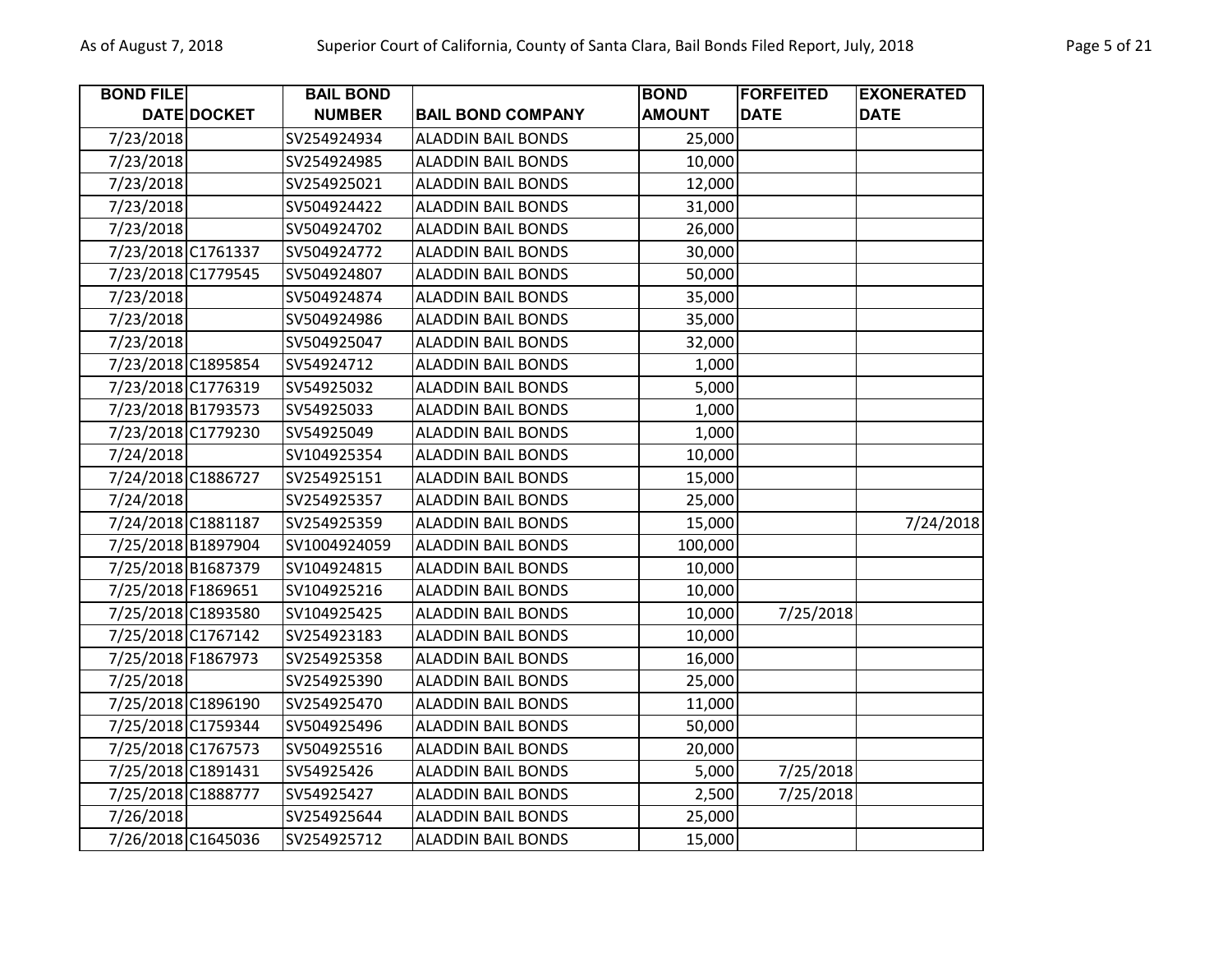| BOND FILE DATE | DOCKET | BAIL BOND NUMBER | BAIL BOND COMPANY | BOND AMOUNT | FORFEITED DATE | EXONERATED DATE |
|---|---|---|---|---|---|---|
| 7/23/2018 | | SV254924934 | ALADDIN BAIL BONDS | 25,000 | | |
| 7/23/2018 | | SV254924985 | ALADDIN BAIL BONDS | 10,000 | | |
| 7/23/2018 | | SV254925021 | ALADDIN BAIL BONDS | 12,000 | | |
| 7/23/2018 | | SV504924422 | ALADDIN BAIL BONDS | 31,000 | | |
| 7/23/2018 | | SV504924702 | ALADDIN BAIL BONDS | 26,000 | | |
| 7/23/2018 | C1761337 | SV504924772 | ALADDIN BAIL BONDS | 30,000 | | |
| 7/23/2018 | C1779545 | SV504924807 | ALADDIN BAIL BONDS | 50,000 | | |
| 7/23/2018 | | SV504924874 | ALADDIN BAIL BONDS | 35,000 | | |
| 7/23/2018 | | SV504924986 | ALADDIN BAIL BONDS | 35,000 | | |
| 7/23/2018 | | SV504925047 | ALADDIN BAIL BONDS | 32,000 | | |
| 7/23/2018 | C1895854 | SV54924712 | ALADDIN BAIL BONDS | 1,000 | | |
| 7/23/2018 | C1776319 | SV54925032 | ALADDIN BAIL BONDS | 5,000 | | |
| 7/23/2018 | B1793573 | SV54925033 | ALADDIN BAIL BONDS | 1,000 | | |
| 7/23/2018 | C1779230 | SV54925049 | ALADDIN BAIL BONDS | 1,000 | | |
| 7/24/2018 | | SV104925354 | ALADDIN BAIL BONDS | 10,000 | | |
| 7/24/2018 | C1886727 | SV254925151 | ALADDIN BAIL BONDS | 15,000 | | |
| 7/24/2018 | | SV254925357 | ALADDIN BAIL BONDS | 25,000 | | |
| 7/24/2018 | C1881187 | SV254925359 | ALADDIN BAIL BONDS | 15,000 | | 7/24/2018 |
| 7/25/2018 | B1897904 | SV1004924059 | ALADDIN BAIL BONDS | 100,000 | | |
| 7/25/2018 | B1687379 | SV104924815 | ALADDIN BAIL BONDS | 10,000 | | |
| 7/25/2018 | F1869651 | SV104925216 | ALADDIN BAIL BONDS | 10,000 | | |
| 7/25/2018 | C1893580 | SV104925425 | ALADDIN BAIL BONDS | 10,000 | 7/25/2018 | |
| 7/25/2018 | C1767142 | SV254923183 | ALADDIN BAIL BONDS | 10,000 | | |
| 7/25/2018 | F1867973 | SV254925358 | ALADDIN BAIL BONDS | 16,000 | | |
| 7/25/2018 | | SV254925390 | ALADDIN BAIL BONDS | 25,000 | | |
| 7/25/2018 | C1896190 | SV254925470 | ALADDIN BAIL BONDS | 11,000 | | |
| 7/25/2018 | C1759344 | SV504925496 | ALADDIN BAIL BONDS | 50,000 | | |
| 7/25/2018 | C1767573 | SV504925516 | ALADDIN BAIL BONDS | 20,000 | | |
| 7/25/2018 | C1891431 | SV54925426 | ALADDIN BAIL BONDS | 5,000 | 7/25/2018 | |
| 7/25/2018 | C1888777 | SV54925427 | ALADDIN BAIL BONDS | 2,500 | 7/25/2018 | |
| 7/26/2018 | | SV254925644 | ALADDIN BAIL BONDS | 25,000 | | |
| 7/26/2018 | C1645036 | SV254925712 | ALADDIN BAIL BONDS | 15,000 | | |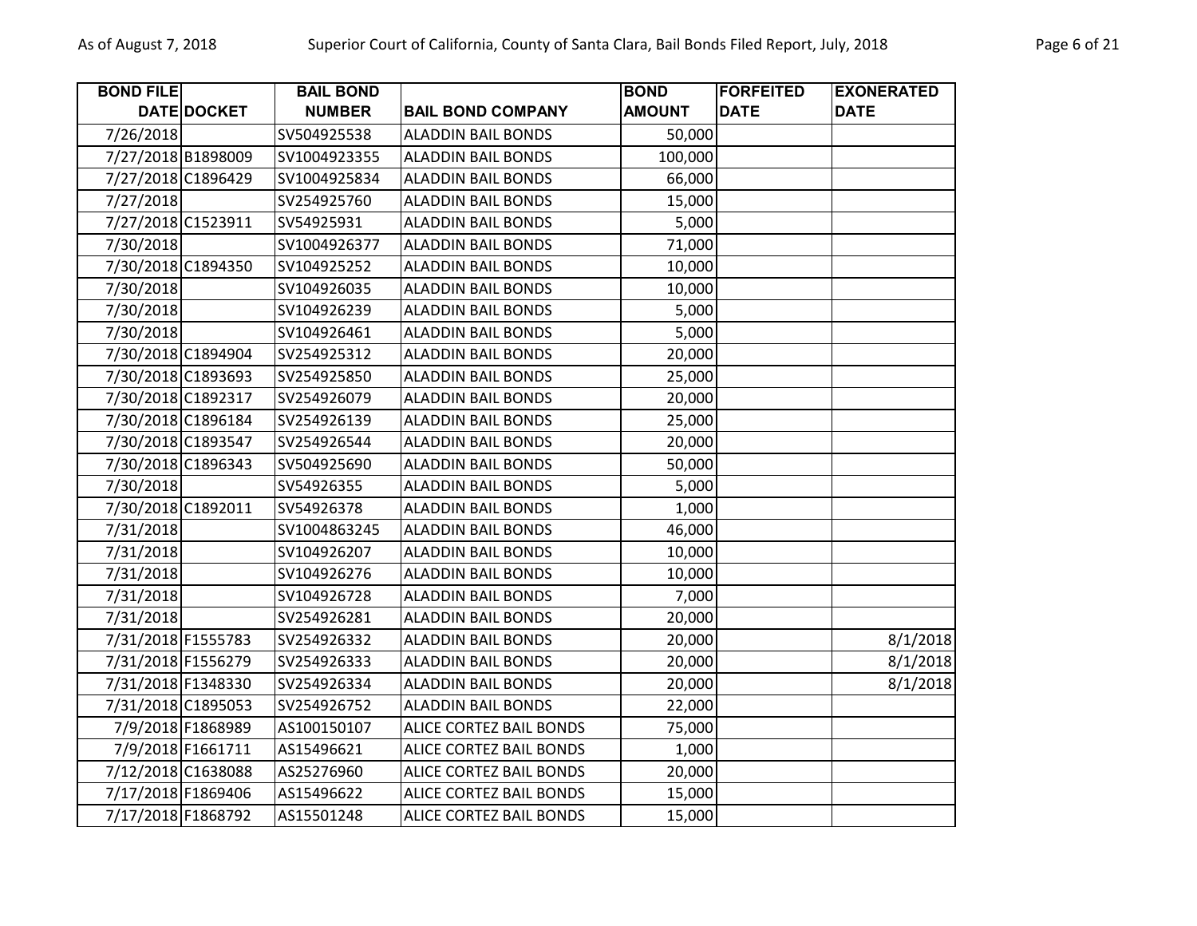| BOND FILE DATE | DOCKET | BAIL BOND NUMBER | BAIL BOND COMPANY | BOND AMOUNT | FORFEITED DATE | EXONERATED DATE |
|---|---|---|---|---|---|---|
| 7/26/2018 | | SV504925538 | ALADDIN BAIL BONDS | 50,000 | | |
| 7/27/2018 | B1898009 | SV1004923355 | ALADDIN BAIL BONDS | 100,000 | | |
| 7/27/2018 | C1896429 | SV1004925834 | ALADDIN BAIL BONDS | 66,000 | | |
| 7/27/2018 | | SV254925760 | ALADDIN BAIL BONDS | 15,000 | | |
| 7/27/2018 | C1523911 | SV54925931 | ALADDIN BAIL BONDS | 5,000 | | |
| 7/30/2018 | | SV1004926377 | ALADDIN BAIL BONDS | 71,000 | | |
| 7/30/2018 | C1894350 | SV104925252 | ALADDIN BAIL BONDS | 10,000 | | |
| 7/30/2018 | | SV104926035 | ALADDIN BAIL BONDS | 10,000 | | |
| 7/30/2018 | | SV104926239 | ALADDIN BAIL BONDS | 5,000 | | |
| 7/30/2018 | | SV104926461 | ALADDIN BAIL BONDS | 5,000 | | |
| 7/30/2018 | C1894904 | SV254925312 | ALADDIN BAIL BONDS | 20,000 | | |
| 7/30/2018 | C1893693 | SV254925850 | ALADDIN BAIL BONDS | 25,000 | | |
| 7/30/2018 | C1892317 | SV254926079 | ALADDIN BAIL BONDS | 20,000 | | |
| 7/30/2018 | C1896184 | SV254926139 | ALADDIN BAIL BONDS | 25,000 | | |
| 7/30/2018 | C1893547 | SV254926544 | ALADDIN BAIL BONDS | 20,000 | | |
| 7/30/2018 | C1896343 | SV504925690 | ALADDIN BAIL BONDS | 50,000 | | |
| 7/30/2018 | | SV54926355 | ALADDIN BAIL BONDS | 5,000 | | |
| 7/30/2018 | C1892011 | SV54926378 | ALADDIN BAIL BONDS | 1,000 | | |
| 7/31/2018 | | SV1004863245 | ALADDIN BAIL BONDS | 46,000 | | |
| 7/31/2018 | | SV104926207 | ALADDIN BAIL BONDS | 10,000 | | |
| 7/31/2018 | | SV104926276 | ALADDIN BAIL BONDS | 10,000 | | |
| 7/31/2018 | | SV104926728 | ALADDIN BAIL BONDS | 7,000 | | |
| 7/31/2018 | | SV254926281 | ALADDIN BAIL BONDS | 20,000 | | |
| 7/31/2018 | F1555783 | SV254926332 | ALADDIN BAIL BONDS | 20,000 | | 8/1/2018 |
| 7/31/2018 | F1556279 | SV254926333 | ALADDIN BAIL BONDS | 20,000 | | 8/1/2018 |
| 7/31/2018 | F1348330 | SV254926334 | ALADDIN BAIL BONDS | 20,000 | | 8/1/2018 |
| 7/31/2018 | C1895053 | SV254926752 | ALADDIN BAIL BONDS | 22,000 | | |
| 7/9/2018 | F1868989 | AS100150107 | ALICE CORTEZ BAIL BONDS | 75,000 | | |
| 7/9/2018 | F1661711 | AS15496621 | ALICE CORTEZ BAIL BONDS | 1,000 | | |
| 7/12/2018 | C1638088 | AS25276960 | ALICE CORTEZ BAIL BONDS | 20,000 | | |
| 7/17/2018 | F1869406 | AS15496622 | ALICE CORTEZ BAIL BONDS | 15,000 | | |
| 7/17/2018 | F1868792 | AS15501248 | ALICE CORTEZ BAIL BONDS | 15,000 | | |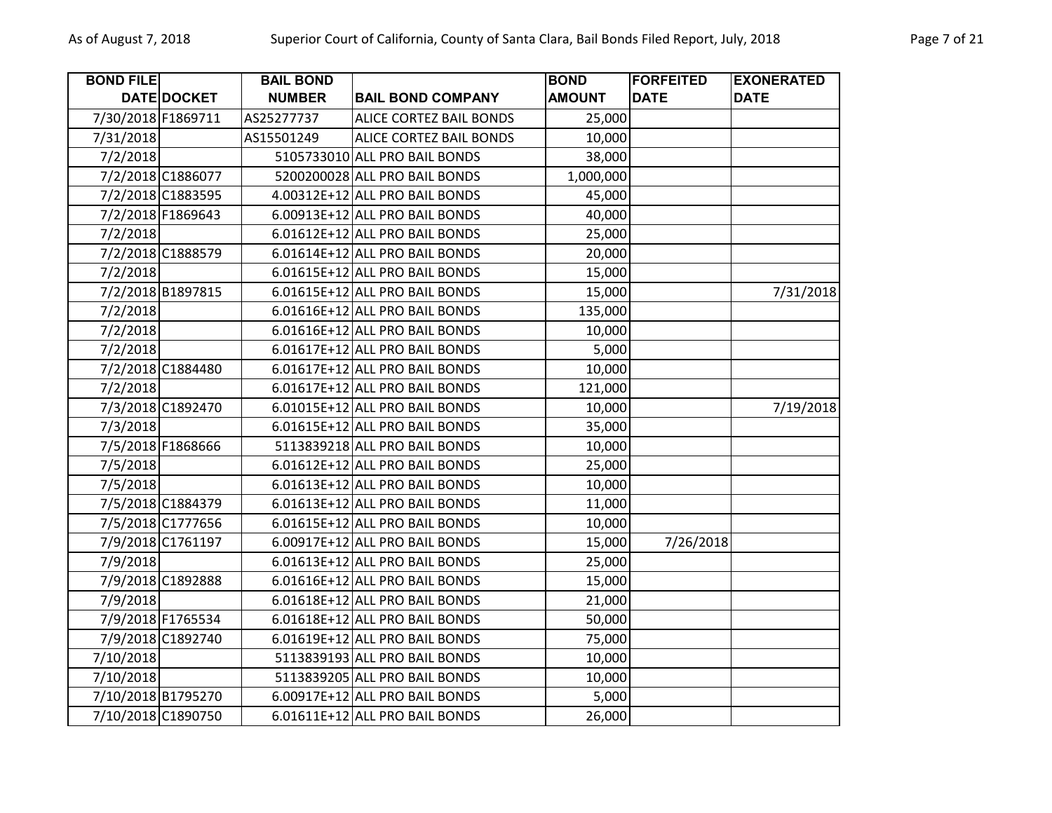| BOND FILE DATE | DOCKET | BAIL BOND NUMBER | BAIL BOND COMPANY | BOND AMOUNT | FORFEITED DATE | EXONERATED DATE |
|---|---|---|---|---|---|---|
| 7/30/2018 | F1869711 | AS25277737 | ALICE CORTEZ BAIL BONDS | 25,000 | | |
| 7/31/2018 | | AS15501249 | ALICE CORTEZ BAIL BONDS | 10,000 | | |
| 7/2/2018 | | 5105733010 | ALL PRO BAIL BONDS | 38,000 | | |
| 7/2/2018 | C1886077 | 5200200028 | ALL PRO BAIL BONDS | 1,000,000 | | |
| 7/2/2018 | C1883595 | 4.00312E+12 | ALL PRO BAIL BONDS | 45,000 | | |
| 7/2/2018 | F1869643 | 6.00913E+12 | ALL PRO BAIL BONDS | 40,000 | | |
| 7/2/2018 | | 6.01612E+12 | ALL PRO BAIL BONDS | 25,000 | | |
| 7/2/2018 | C1888579 | 6.01614E+12 | ALL PRO BAIL BONDS | 20,000 | | |
| 7/2/2018 | | 6.01615E+12 | ALL PRO BAIL BONDS | 15,000 | | |
| 7/2/2018 | B1897815 | 6.01615E+12 | ALL PRO BAIL BONDS | 15,000 | | 7/31/2018 |
| 7/2/2018 | | 6.01616E+12 | ALL PRO BAIL BONDS | 135,000 | | |
| 7/2/2018 | | 6.01616E+12 | ALL PRO BAIL BONDS | 10,000 | | |
| 7/2/2018 | | 6.01617E+12 | ALL PRO BAIL BONDS | 5,000 | | |
| 7/2/2018 | C1884480 | 6.01617E+12 | ALL PRO BAIL BONDS | 10,000 | | |
| 7/2/2018 | | 6.01617E+12 | ALL PRO BAIL BONDS | 121,000 | | |
| 7/3/2018 | C1892470 | 6.01015E+12 | ALL PRO BAIL BONDS | 10,000 | | 7/19/2018 |
| 7/3/2018 | | 6.01615E+12 | ALL PRO BAIL BONDS | 35,000 | | |
| 7/5/2018 | F1868666 | 5113839218 | ALL PRO BAIL BONDS | 10,000 | | |
| 7/5/2018 | | 6.01612E+12 | ALL PRO BAIL BONDS | 25,000 | | |
| 7/5/2018 | | 6.01613E+12 | ALL PRO BAIL BONDS | 10,000 | | |
| 7/5/2018 | C1884379 | 6.01613E+12 | ALL PRO BAIL BONDS | 11,000 | | |
| 7/5/2018 | C1777656 | 6.01615E+12 | ALL PRO BAIL BONDS | 10,000 | | |
| 7/9/2018 | C1761197 | 6.00917E+12 | ALL PRO BAIL BONDS | 15,000 | 7/26/2018 | |
| 7/9/2018 | | 6.01613E+12 | ALL PRO BAIL BONDS | 25,000 | | |
| 7/9/2018 | C1892888 | 6.01616E+12 | ALL PRO BAIL BONDS | 15,000 | | |
| 7/9/2018 | | 6.01618E+12 | ALL PRO BAIL BONDS | 21,000 | | |
| 7/9/2018 | F1765534 | 6.01618E+12 | ALL PRO BAIL BONDS | 50,000 | | |
| 7/9/2018 | C1892740 | 6.01619E+12 | ALL PRO BAIL BONDS | 75,000 | | |
| 7/10/2018 | | 5113839193 | ALL PRO BAIL BONDS | 10,000 | | |
| 7/10/2018 | | 5113839205 | ALL PRO BAIL BONDS | 10,000 | | |
| 7/10/2018 | B1795270 | 6.00917E+12 | ALL PRO BAIL BONDS | 5,000 | | |
| 7/10/2018 | C1890750 | 6.01611E+12 | ALL PRO BAIL BONDS | 26,000 | | |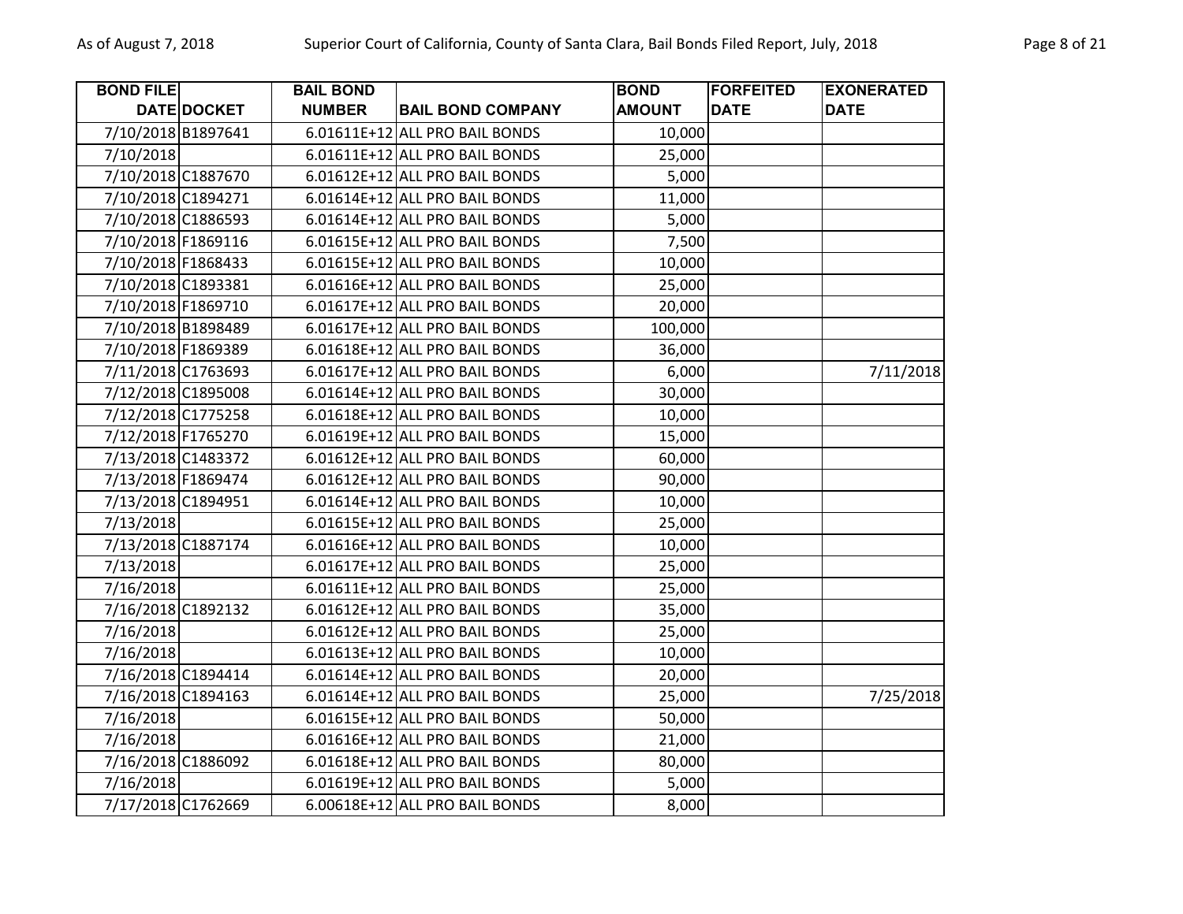| BOND FILE DATE | DOCKET | BAIL BOND NUMBER | BAIL BOND COMPANY | BOND AMOUNT | FORFEITED DATE | EXONERATED DATE |
|---|---|---|---|---|---|---|
| 7/10/2018 | B1897641 | 6.01611E+12 | ALL PRO BAIL BONDS | 10,000 | | |
| 7/10/2018 | | 6.01611E+12 | ALL PRO BAIL BONDS | 25,000 | | |
| 7/10/2018 | C1887670 | 6.01612E+12 | ALL PRO BAIL BONDS | 5,000 | | |
| 7/10/2018 | C1894271 | 6.01614E+12 | ALL PRO BAIL BONDS | 11,000 | | |
| 7/10/2018 | C1886593 | 6.01614E+12 | ALL PRO BAIL BONDS | 5,000 | | |
| 7/10/2018 | F1869116 | 6.01615E+12 | ALL PRO BAIL BONDS | 7,500 | | |
| 7/10/2018 | F1868433 | 6.01615E+12 | ALL PRO BAIL BONDS | 10,000 | | |
| 7/10/2018 | C1893381 | 6.01616E+12 | ALL PRO BAIL BONDS | 25,000 | | |
| 7/10/2018 | F1869710 | 6.01617E+12 | ALL PRO BAIL BONDS | 20,000 | | |
| 7/10/2018 | B1898489 | 6.01617E+12 | ALL PRO BAIL BONDS | 100,000 | | |
| 7/10/2018 | F1869389 | 6.01618E+12 | ALL PRO BAIL BONDS | 36,000 | | |
| 7/11/2018 | C1763693 | 6.01617E+12 | ALL PRO BAIL BONDS | 6,000 | | 7/11/2018 |
| 7/12/2018 | C1895008 | 6.01614E+12 | ALL PRO BAIL BONDS | 30,000 | | |
| 7/12/2018 | C1775258 | 6.01618E+12 | ALL PRO BAIL BONDS | 10,000 | | |
| 7/12/2018 | F1765270 | 6.01619E+12 | ALL PRO BAIL BONDS | 15,000 | | |
| 7/13/2018 | C1483372 | 6.01612E+12 | ALL PRO BAIL BONDS | 60,000 | | |
| 7/13/2018 | F1869474 | 6.01612E+12 | ALL PRO BAIL BONDS | 90,000 | | |
| 7/13/2018 | C1894951 | 6.01614E+12 | ALL PRO BAIL BONDS | 10,000 | | |
| 7/13/2018 | | 6.01615E+12 | ALL PRO BAIL BONDS | 25,000 | | |
| 7/13/2018 | C1887174 | 6.01616E+12 | ALL PRO BAIL BONDS | 10,000 | | |
| 7/13/2018 | | 6.01617E+12 | ALL PRO BAIL BONDS | 25,000 | | |
| 7/16/2018 | | 6.01611E+12 | ALL PRO BAIL BONDS | 25,000 | | |
| 7/16/2018 | C1892132 | 6.01612E+12 | ALL PRO BAIL BONDS | 35,000 | | |
| 7/16/2018 | | 6.01612E+12 | ALL PRO BAIL BONDS | 25,000 | | |
| 7/16/2018 | | 6.01613E+12 | ALL PRO BAIL BONDS | 10,000 | | |
| 7/16/2018 | C1894414 | 6.01614E+12 | ALL PRO BAIL BONDS | 20,000 | | |
| 7/16/2018 | C1894163 | 6.01614E+12 | ALL PRO BAIL BONDS | 25,000 | | 7/25/2018 |
| 7/16/2018 | | 6.01615E+12 | ALL PRO BAIL BONDS | 50,000 | | |
| 7/16/2018 | | 6.01616E+12 | ALL PRO BAIL BONDS | 21,000 | | |
| 7/16/2018 | C1886092 | 6.01618E+12 | ALL PRO BAIL BONDS | 80,000 | | |
| 7/16/2018 | | 6.01619E+12 | ALL PRO BAIL BONDS | 5,000 | | |
| 7/17/2018 | C1762669 | 6.00618E+12 | ALL PRO BAIL BONDS | 8,000 | | |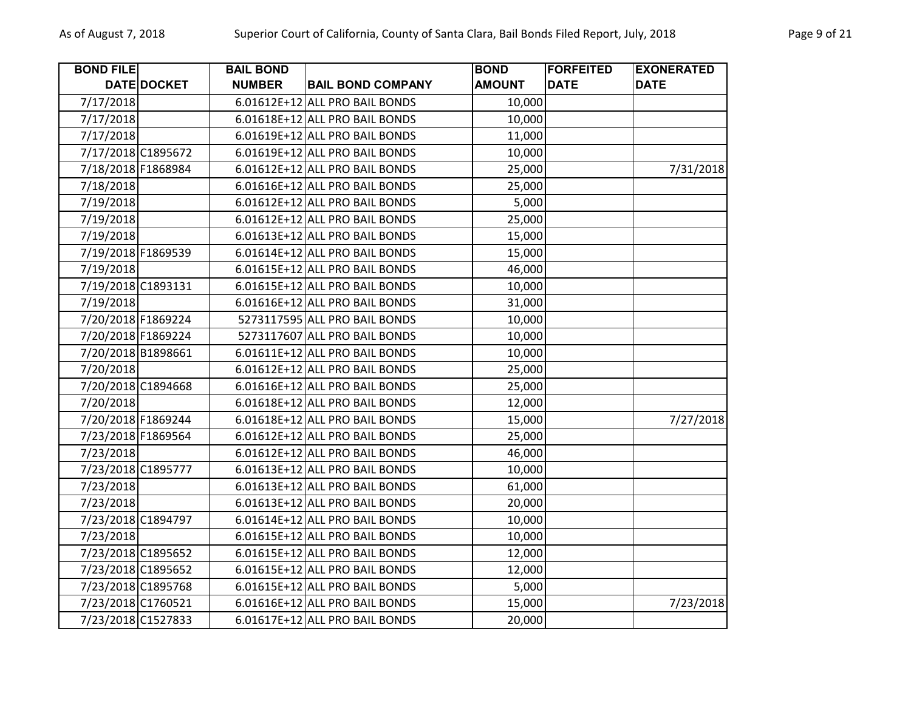| BOND FILE DATE | DOCKET | BAIL BOND NUMBER | BAIL BOND COMPANY | BOND AMOUNT | FORFEITED DATE | EXONERATED DATE |
|---|---|---|---|---|---|---|
| 7/17/2018 | | 6.01612E+12 | ALL PRO BAIL BONDS | 10,000 | | |
| 7/17/2018 | | 6.01618E+12 | ALL PRO BAIL BONDS | 10,000 | | |
| 7/17/2018 | | 6.01619E+12 | ALL PRO BAIL BONDS | 11,000 | | |
| 7/17/2018 | C1895672 | 6.01619E+12 | ALL PRO BAIL BONDS | 10,000 | | |
| 7/18/2018 | F1868984 | 6.01612E+12 | ALL PRO BAIL BONDS | 25,000 | | 7/31/2018 |
| 7/18/2018 | | 6.01616E+12 | ALL PRO BAIL BONDS | 25,000 | | |
| 7/19/2018 | | 6.01612E+12 | ALL PRO BAIL BONDS | 5,000 | | |
| 7/19/2018 | | 6.01612E+12 | ALL PRO BAIL BONDS | 25,000 | | |
| 7/19/2018 | | 6.01613E+12 | ALL PRO BAIL BONDS | 15,000 | | |
| 7/19/2018 | F1869539 | 6.01614E+12 | ALL PRO BAIL BONDS | 15,000 | | |
| 7/19/2018 | | 6.01615E+12 | ALL PRO BAIL BONDS | 46,000 | | |
| 7/19/2018 | C1893131 | 6.01615E+12 | ALL PRO BAIL BONDS | 10,000 | | |
| 7/19/2018 | | 6.01616E+12 | ALL PRO BAIL BONDS | 31,000 | | |
| 7/20/2018 | F1869224 | 5273117595 | ALL PRO BAIL BONDS | 10,000 | | |
| 7/20/2018 | F1869224 | 5273117607 | ALL PRO BAIL BONDS | 10,000 | | |
| 7/20/2018 | B1898661 | 6.01611E+12 | ALL PRO BAIL BONDS | 10,000 | | |
| 7/20/2018 | | 6.01612E+12 | ALL PRO BAIL BONDS | 25,000 | | |
| 7/20/2018 | C1894668 | 6.01616E+12 | ALL PRO BAIL BONDS | 25,000 | | |
| 7/20/2018 | | 6.01618E+12 | ALL PRO BAIL BONDS | 12,000 | | |
| 7/20/2018 | F1869244 | 6.01618E+12 | ALL PRO BAIL BONDS | 15,000 | | 7/27/2018 |
| 7/23/2018 | F1869564 | 6.01612E+12 | ALL PRO BAIL BONDS | 25,000 | | |
| 7/23/2018 | | 6.01612E+12 | ALL PRO BAIL BONDS | 46,000 | | |
| 7/23/2018 | C1895777 | 6.01613E+12 | ALL PRO BAIL BONDS | 10,000 | | |
| 7/23/2018 | | 6.01613E+12 | ALL PRO BAIL BONDS | 61,000 | | |
| 7/23/2018 | | 6.01613E+12 | ALL PRO BAIL BONDS | 20,000 | | |
| 7/23/2018 | C1894797 | 6.01614E+12 | ALL PRO BAIL BONDS | 10,000 | | |
| 7/23/2018 | | 6.01615E+12 | ALL PRO BAIL BONDS | 10,000 | | |
| 7/23/2018 | C1895652 | 6.01615E+12 | ALL PRO BAIL BONDS | 12,000 | | |
| 7/23/2018 | C1895652 | 6.01615E+12 | ALL PRO BAIL BONDS | 12,000 | | |
| 7/23/2018 | C1895768 | 6.01615E+12 | ALL PRO BAIL BONDS | 5,000 | | |
| 7/23/2018 | C1760521 | 6.01616E+12 | ALL PRO BAIL BONDS | 15,000 | | 7/23/2018 |
| 7/23/2018 | C1527833 | 6.01617E+12 | ALL PRO BAIL BONDS | 20,000 | | |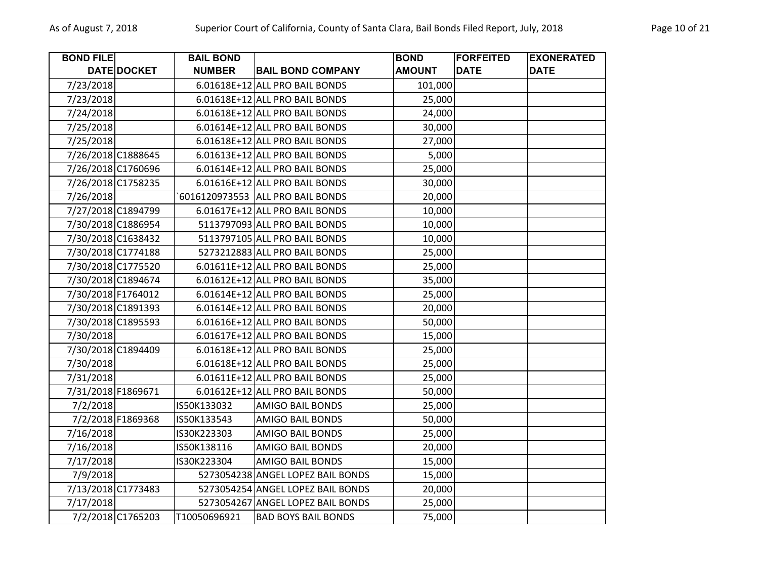| BOND FILE DATE | DOCKET | BAIL BOND NUMBER | BAIL BOND COMPANY | BOND AMOUNT | FORFEITED DATE | EXONERATED DATE |
|---|---|---|---|---|---|---|
| 7/23/2018 | | 6.01618E+12 | ALL PRO BAIL BONDS | 101,000 | | |
| 7/23/2018 | | 6.01618E+12 | ALL PRO BAIL BONDS | 25,000 | | |
| 7/24/2018 | | 6.01618E+12 | ALL PRO BAIL BONDS | 24,000 | | |
| 7/25/2018 | | 6.01614E+12 | ALL PRO BAIL BONDS | 30,000 | | |
| 7/25/2018 | | 6.01618E+12 | ALL PRO BAIL BONDS | 27,000 | | |
| 7/26/2018 | C1888645 | 6.01613E+12 | ALL PRO BAIL BONDS | 5,000 | | |
| 7/26/2018 | C1760696 | 6.01614E+12 | ALL PRO BAIL BONDS | 25,000 | | |
| 7/26/2018 | C1758235 | 6.01616E+12 | ALL PRO BAIL BONDS | 30,000 | | |
| 7/26/2018 | | `6016120973553 | ALL PRO BAIL BONDS | 20,000 | | |
| 7/27/2018 | C1894799 | 6.01617E+12 | ALL PRO BAIL BONDS | 10,000 | | |
| 7/30/2018 | C1886954 | 5113797093 | ALL PRO BAIL BONDS | 10,000 | | |
| 7/30/2018 | C1638432 | 5113797105 | ALL PRO BAIL BONDS | 10,000 | | |
| 7/30/2018 | C1774188 | 5273212883 | ALL PRO BAIL BONDS | 25,000 | | |
| 7/30/2018 | C1775520 | 6.01611E+12 | ALL PRO BAIL BONDS | 25,000 | | |
| 7/30/2018 | C1894674 | 6.01612E+12 | ALL PRO BAIL BONDS | 35,000 | | |
| 7/30/2018 | F1764012 | 6.01614E+12 | ALL PRO BAIL BONDS | 25,000 | | |
| 7/30/2018 | C1891393 | 6.01614E+12 | ALL PRO BAIL BONDS | 20,000 | | |
| 7/30/2018 | C1895593 | 6.01616E+12 | ALL PRO BAIL BONDS | 50,000 | | |
| 7/30/2018 | | 6.01617E+12 | ALL PRO BAIL BONDS | 15,000 | | |
| 7/30/2018 | C1894409 | 6.01618E+12 | ALL PRO BAIL BONDS | 25,000 | | |
| 7/30/2018 | | 6.01618E+12 | ALL PRO BAIL BONDS | 25,000 | | |
| 7/31/2018 | | 6.01611E+12 | ALL PRO BAIL BONDS | 25,000 | | |
| 7/31/2018 | F1869671 | 6.01612E+12 | ALL PRO BAIL BONDS | 50,000 | | |
| 7/2/2018 | | IS50K133032 | AMIGO BAIL BONDS | 25,000 | | |
| 7/2/2018 | F1869368 | IS50K133543 | AMIGO BAIL BONDS | 50,000 | | |
| 7/16/2018 | | IS30K223303 | AMIGO BAIL BONDS | 25,000 | | |
| 7/16/2018 | | IS50K138116 | AMIGO BAIL BONDS | 20,000 | | |
| 7/17/2018 | | IS30K223304 | AMIGO BAIL BONDS | 15,000 | | |
| 7/9/2018 | | 5273054238 | ANGEL LOPEZ BAIL BONDS | 15,000 | | |
| 7/13/2018 | C1773483 | 5273054254 | ANGEL LOPEZ BAIL BONDS | 20,000 | | |
| 7/17/2018 | | 5273054267 | ANGEL LOPEZ BAIL BONDS | 25,000 | | |
| 7/2/2018 | C1765203 | T10050696921 | BAD BOYS BAIL BONDS | 75,000 | | |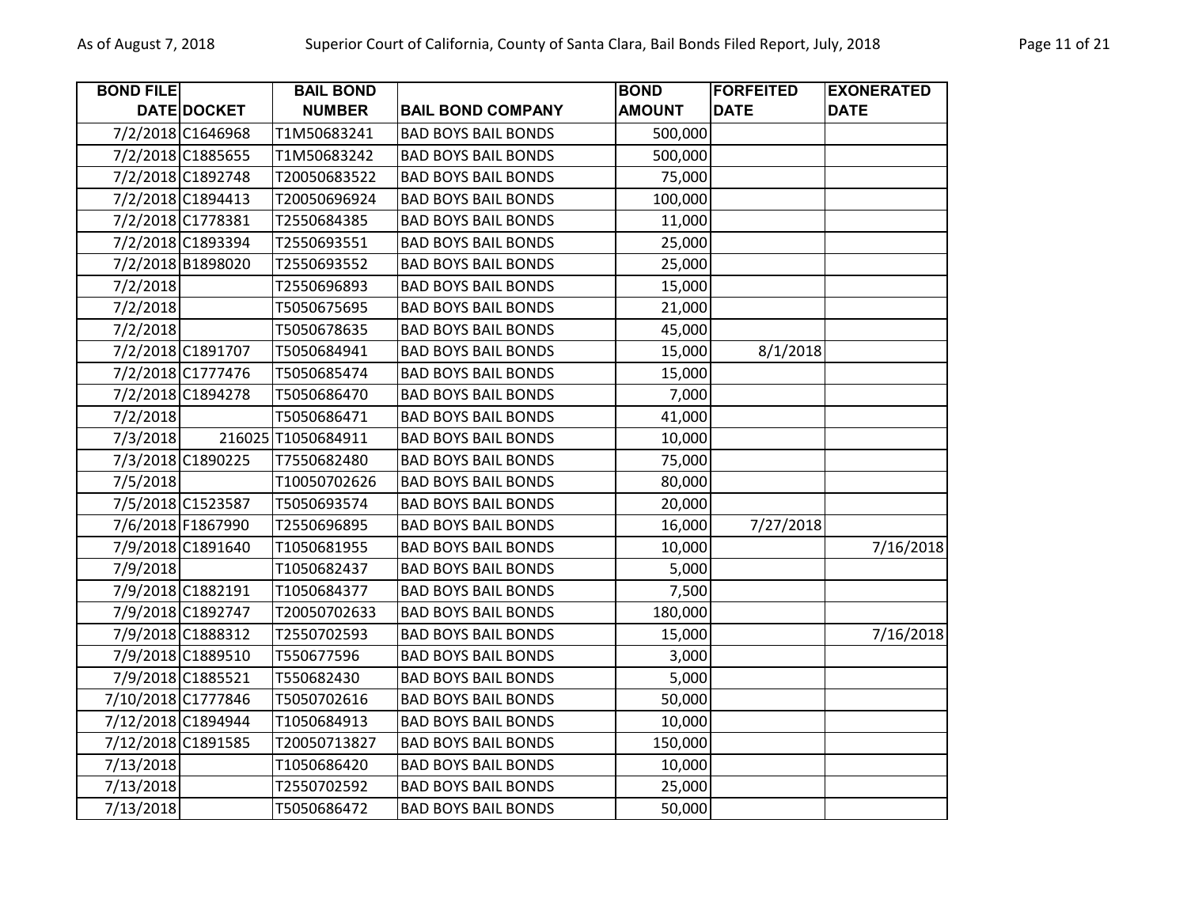| BOND FILE DATE | DOCKET | BAIL BOND NUMBER | BAIL BOND COMPANY | BOND AMOUNT | FORFEITED DATE | EXONERATED DATE |
|---|---|---|---|---|---|---|
| 7/2/2018 | C1646968 | T1M50683241 | BAD BOYS BAIL BONDS | 500,000 | | |
| 7/2/2018 | C1885655 | T1M50683242 | BAD BOYS BAIL BONDS | 500,000 | | |
| 7/2/2018 | C1892748 | T20050683522 | BAD BOYS BAIL BONDS | 75,000 | | |
| 7/2/2018 | C1894413 | T20050696924 | BAD BOYS BAIL BONDS | 100,000 | | |
| 7/2/2018 | C1778381 | T2550684385 | BAD BOYS BAIL BONDS | 11,000 | | |
| 7/2/2018 | C1893394 | T2550693551 | BAD BOYS BAIL BONDS | 25,000 | | |
| 7/2/2018 | B1898020 | T2550693552 | BAD BOYS BAIL BONDS | 25,000 | | |
| 7/2/2018 | | T2550696893 | BAD BOYS BAIL BONDS | 15,000 | | |
| 7/2/2018 | | T5050675695 | BAD BOYS BAIL BONDS | 21,000 | | |
| 7/2/2018 | | T5050678635 | BAD BOYS BAIL BONDS | 45,000 | | |
| 7/2/2018 | C1891707 | T5050684941 | BAD BOYS BAIL BONDS | 15,000 | 8/1/2018 | |
| 7/2/2018 | C1777476 | T5050685474 | BAD BOYS BAIL BONDS | 15,000 | | |
| 7/2/2018 | C1894278 | T5050686470 | BAD BOYS BAIL BONDS | 7,000 | | |
| 7/2/2018 | | T5050686471 | BAD BOYS BAIL BONDS | 41,000 | | |
| 7/3/2018 | 216025 | T1050684911 | BAD BOYS BAIL BONDS | 10,000 | | |
| 7/3/2018 | C1890225 | T7550682480 | BAD BOYS BAIL BONDS | 75,000 | | |
| 7/5/2018 | | T10050702626 | BAD BOYS BAIL BONDS | 80,000 | | |
| 7/5/2018 | C1523587 | T5050693574 | BAD BOYS BAIL BONDS | 20,000 | | |
| 7/6/2018 | F1867990 | T2550696895 | BAD BOYS BAIL BONDS | 16,000 | 7/27/2018 | |
| 7/9/2018 | C1891640 | T1050681955 | BAD BOYS BAIL BONDS | 10,000 | | 7/16/2018 |
| 7/9/2018 | | T1050682437 | BAD BOYS BAIL BONDS | 5,000 | | |
| 7/9/2018 | C1882191 | T1050684377 | BAD BOYS BAIL BONDS | 7,500 | | |
| 7/9/2018 | C1892747 | T20050702633 | BAD BOYS BAIL BONDS | 180,000 | | |
| 7/9/2018 | C1888312 | T2550702593 | BAD BOYS BAIL BONDS | 15,000 | | 7/16/2018 |
| 7/9/2018 | C1889510 | T550677596 | BAD BOYS BAIL BONDS | 3,000 | | |
| 7/9/2018 | C1885521 | T550682430 | BAD BOYS BAIL BONDS | 5,000 | | |
| 7/10/2018 | C1777846 | T5050702616 | BAD BOYS BAIL BONDS | 50,000 | | |
| 7/12/2018 | C1894944 | T1050684913 | BAD BOYS BAIL BONDS | 10,000 | | |
| 7/12/2018 | C1891585 | T20050713827 | BAD BOYS BAIL BONDS | 150,000 | | |
| 7/13/2018 | | T1050686420 | BAD BOYS BAIL BONDS | 10,000 | | |
| 7/13/2018 | | T2550702592 | BAD BOYS BAIL BONDS | 25,000 | | |
| 7/13/2018 | | T5050686472 | BAD BOYS BAIL BONDS | 50,000 | | |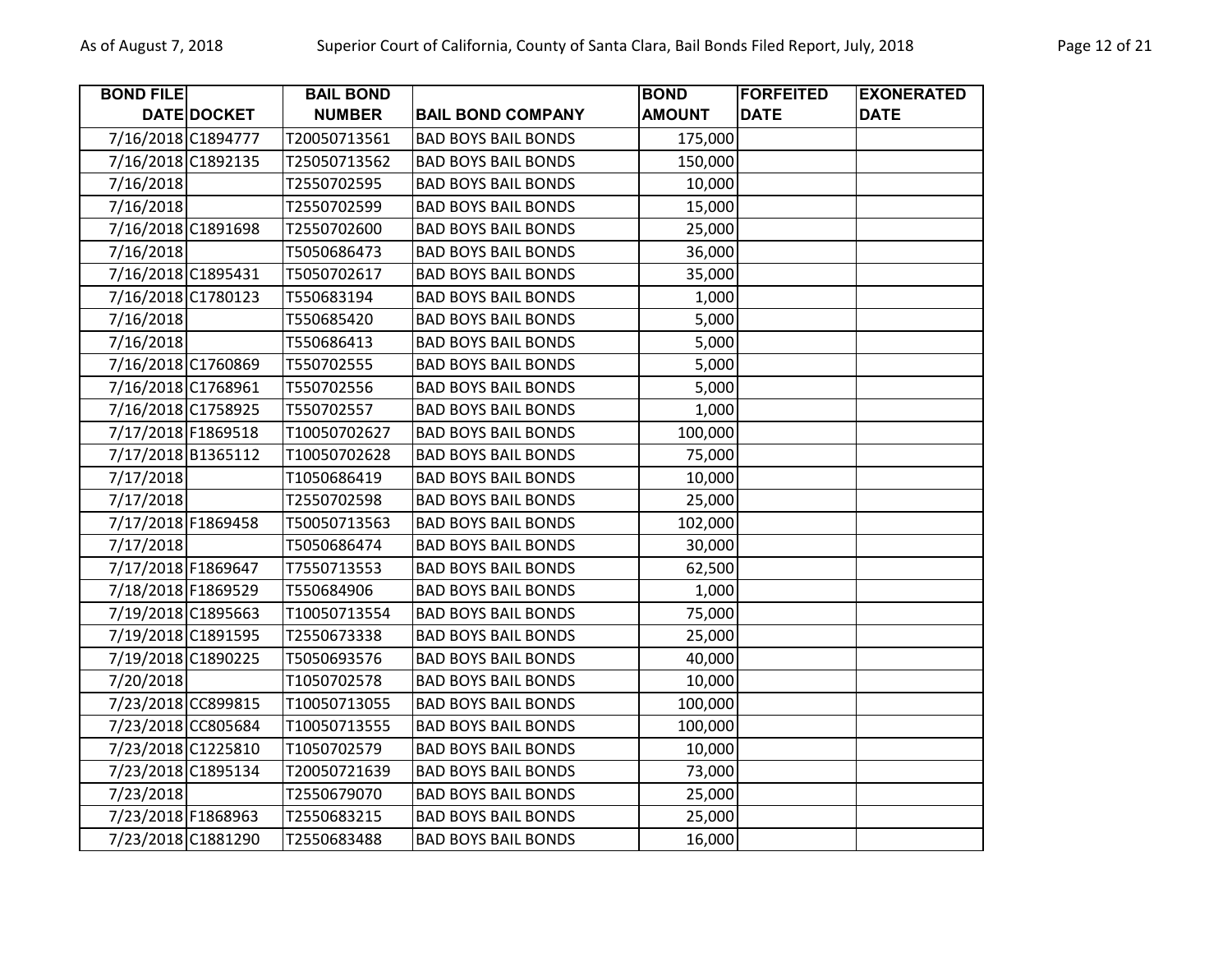| BOND FILE DATE | DOCKET | BAIL BOND NUMBER | BAIL BOND COMPANY | BOND AMOUNT | FORFEITED DATE | EXONERATED DATE |
|---|---|---|---|---|---|---|
| 7/16/2018 | C1894777 | T20050713561 | BAD BOYS BAIL BONDS | 175,000 | | |
| 7/16/2018 | C1892135 | T25050713562 | BAD BOYS BAIL BONDS | 150,000 | | |
| 7/16/2018 | | T2550702595 | BAD BOYS BAIL BONDS | 10,000 | | |
| 7/16/2018 | | T2550702599 | BAD BOYS BAIL BONDS | 15,000 | | |
| 7/16/2018 | C1891698 | T2550702600 | BAD BOYS BAIL BONDS | 25,000 | | |
| 7/16/2018 | | T5050686473 | BAD BOYS BAIL BONDS | 36,000 | | |
| 7/16/2018 | C1895431 | T5050702617 | BAD BOYS BAIL BONDS | 35,000 | | |
| 7/16/2018 | C1780123 | T550683194 | BAD BOYS BAIL BONDS | 1,000 | | |
| 7/16/2018 | | T550685420 | BAD BOYS BAIL BONDS | 5,000 | | |
| 7/16/2018 | | T550686413 | BAD BOYS BAIL BONDS | 5,000 | | |
| 7/16/2018 | C1760869 | T550702555 | BAD BOYS BAIL BONDS | 5,000 | | |
| 7/16/2018 | C1768961 | T550702556 | BAD BOYS BAIL BONDS | 5,000 | | |
| 7/16/2018 | C1758925 | T550702557 | BAD BOYS BAIL BONDS | 1,000 | | |
| 7/17/2018 | F1869518 | T10050702627 | BAD BOYS BAIL BONDS | 100,000 | | |
| 7/17/2018 | B1365112 | T10050702628 | BAD BOYS BAIL BONDS | 75,000 | | |
| 7/17/2018 | | T1050686419 | BAD BOYS BAIL BONDS | 10,000 | | |
| 7/17/2018 | | T2550702598 | BAD BOYS BAIL BONDS | 25,000 | | |
| 7/17/2018 | F1869458 | T50050713563 | BAD BOYS BAIL BONDS | 102,000 | | |
| 7/17/2018 | | T5050686474 | BAD BOYS BAIL BONDS | 30,000 | | |
| 7/17/2018 | F1869647 | T7550713553 | BAD BOYS BAIL BONDS | 62,500 | | |
| 7/18/2018 | F1869529 | T550684906 | BAD BOYS BAIL BONDS | 1,000 | | |
| 7/19/2018 | C1895663 | T10050713554 | BAD BOYS BAIL BONDS | 75,000 | | |
| 7/19/2018 | C1891595 | T2550673338 | BAD BOYS BAIL BONDS | 25,000 | | |
| 7/19/2018 | C1890225 | T5050693576 | BAD BOYS BAIL BONDS | 40,000 | | |
| 7/20/2018 | | T1050702578 | BAD BOYS BAIL BONDS | 10,000 | | |
| 7/23/2018 | CC899815 | T10050713055 | BAD BOYS BAIL BONDS | 100,000 | | |
| 7/23/2018 | CC805684 | T10050713555 | BAD BOYS BAIL BONDS | 100,000 | | |
| 7/23/2018 | C1225810 | T1050702579 | BAD BOYS BAIL BONDS | 10,000 | | |
| 7/23/2018 | C1895134 | T20050721639 | BAD BOYS BAIL BONDS | 73,000 | | |
| 7/23/2018 | | T2550679070 | BAD BOYS BAIL BONDS | 25,000 | | |
| 7/23/2018 | F1868963 | T2550683215 | BAD BOYS BAIL BONDS | 25,000 | | |
| 7/23/2018 | C1881290 | T2550683488 | BAD BOYS BAIL BONDS | 16,000 | | |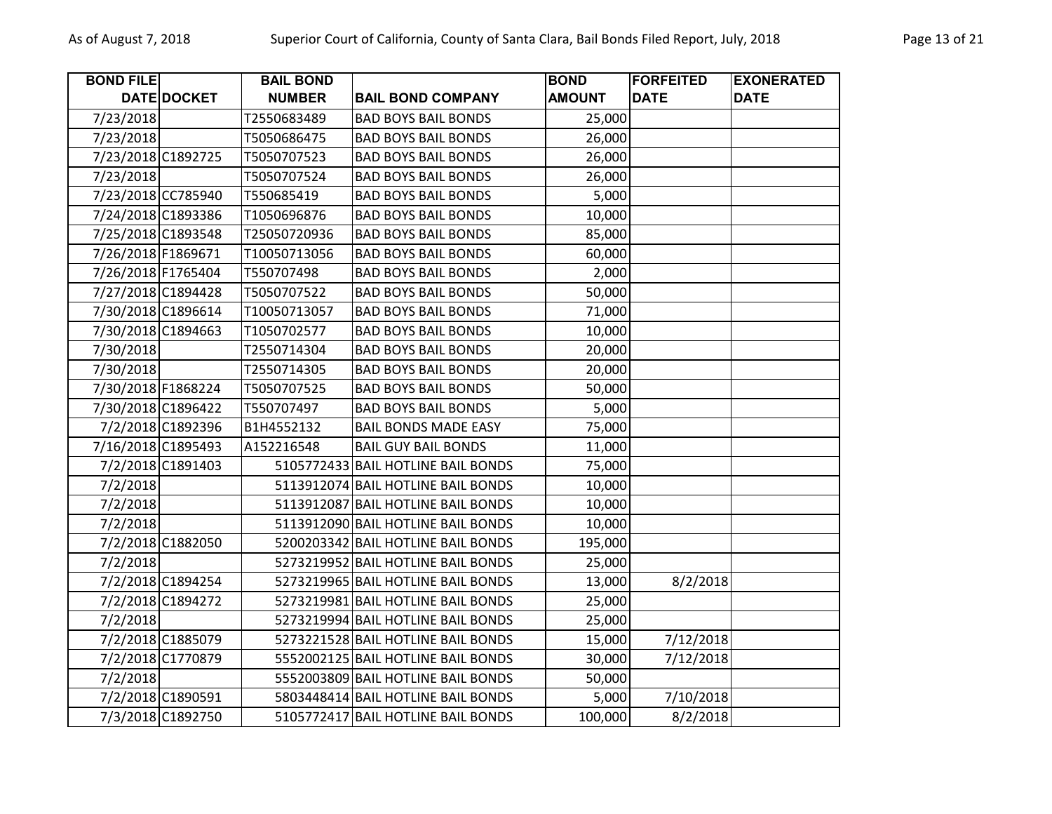| BOND FILE DATE | DOCKET | BAIL BOND NUMBER | BAIL BOND COMPANY | BOND AMOUNT | FORFEITED DATE | EXONERATED DATE |
|---|---|---|---|---|---|---|
| 7/23/2018 | | T2550683489 | BAD BOYS BAIL BONDS | 25,000 | | |
| 7/23/2018 | | T5050686475 | BAD BOYS BAIL BONDS | 26,000 | | |
| 7/23/2018 | C1892725 | T5050707523 | BAD BOYS BAIL BONDS | 26,000 | | |
| 7/23/2018 | | T5050707524 | BAD BOYS BAIL BONDS | 26,000 | | |
| 7/23/2018 | CC785940 | T550685419 | BAD BOYS BAIL BONDS | 5,000 | | |
| 7/24/2018 | C1893386 | T1050696876 | BAD BOYS BAIL BONDS | 10,000 | | |
| 7/25/2018 | C1893548 | T25050720936 | BAD BOYS BAIL BONDS | 85,000 | | |
| 7/26/2018 | F1869671 | T10050713056 | BAD BOYS BAIL BONDS | 60,000 | | |
| 7/26/2018 | F1765404 | T550707498 | BAD BOYS BAIL BONDS | 2,000 | | |
| 7/27/2018 | C1894428 | T5050707522 | BAD BOYS BAIL BONDS | 50,000 | | |
| 7/30/2018 | C1896614 | T10050713057 | BAD BOYS BAIL BONDS | 71,000 | | |
| 7/30/2018 | C1894663 | T1050702577 | BAD BOYS BAIL BONDS | 10,000 | | |
| 7/30/2018 | | T2550714304 | BAD BOYS BAIL BONDS | 20,000 | | |
| 7/30/2018 | | T2550714305 | BAD BOYS BAIL BONDS | 20,000 | | |
| 7/30/2018 | F1868224 | T5050707525 | BAD BOYS BAIL BONDS | 50,000 | | |
| 7/30/2018 | C1896422 | T550707497 | BAD BOYS BAIL BONDS | 5,000 | | |
| 7/2/2018 | C1892396 | B1H4552132 | BAIL BONDS MADE EASY | 75,000 | | |
| 7/16/2018 | C1895493 | A152216548 | BAIL GUY BAIL BONDS | 11,000 | | |
| 7/2/2018 | C1891403 | 5105772433 | BAIL HOTLINE BAIL BONDS | 75,000 | | |
| 7/2/2018 | | 5113912074 | BAIL HOTLINE BAIL BONDS | 10,000 | | |
| 7/2/2018 | | 5113912087 | BAIL HOTLINE BAIL BONDS | 10,000 | | |
| 7/2/2018 | | 5113912090 | BAIL HOTLINE BAIL BONDS | 10,000 | | |
| 7/2/2018 | C1882050 | 5200203342 | BAIL HOTLINE BAIL BONDS | 195,000 | | |
| 7/2/2018 | | 5273219952 | BAIL HOTLINE BAIL BONDS | 25,000 | | |
| 7/2/2018 | C1894254 | 5273219965 | BAIL HOTLINE BAIL BONDS | 13,000 | 8/2/2018 | |
| 7/2/2018 | C1894272 | 5273219981 | BAIL HOTLINE BAIL BONDS | 25,000 | | |
| 7/2/2018 | | 5273219994 | BAIL HOTLINE BAIL BONDS | 25,000 | | |
| 7/2/2018 | C1885079 | 5273221528 | BAIL HOTLINE BAIL BONDS | 15,000 | 7/12/2018 | |
| 7/2/2018 | C1770879 | 5552002125 | BAIL HOTLINE BAIL BONDS | 30,000 | 7/12/2018 | |
| 7/2/2018 | | 5552003809 | BAIL HOTLINE BAIL BONDS | 50,000 | | |
| 7/2/2018 | C1890591 | 5803448414 | BAIL HOTLINE BAIL BONDS | 5,000 | 7/10/2018 | |
| 7/3/2018 | C1892750 | 5105772417 | BAIL HOTLINE BAIL BONDS | 100,000 | 8/2/2018 | |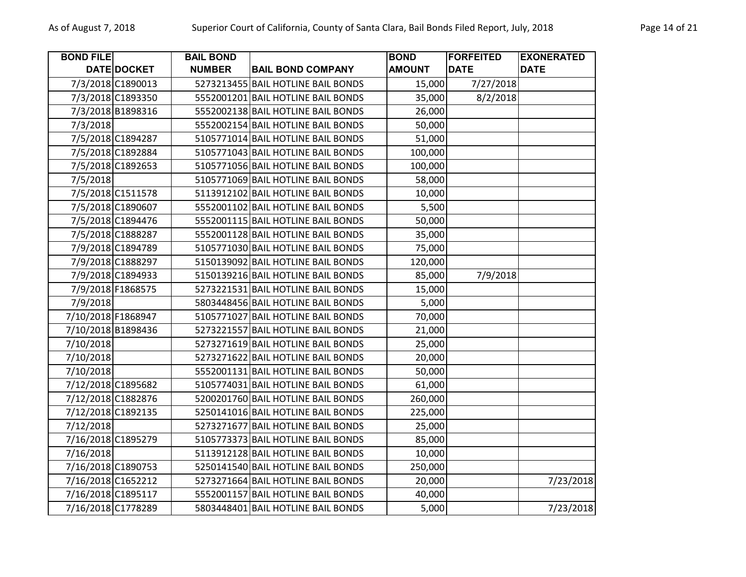| BOND FILE DATE | DOCKET | BAIL BOND NUMBER | BAIL BOND COMPANY | BOND AMOUNT | FORFEITED DATE | EXONERATED DATE |
|---|---|---|---|---|---|---|
| 7/3/2018 | C1890013 | 5273213455 | BAIL HOTLINE BAIL BONDS | 15,000 | 7/27/2018 | |
| 7/3/2018 | C1893350 | 5552001201 | BAIL HOTLINE BAIL BONDS | 35,000 | 8/2/2018 | |
| 7/3/2018 | B1898316 | 5552002138 | BAIL HOTLINE BAIL BONDS | 26,000 | | |
| 7/3/2018 | | 5552002154 | BAIL HOTLINE BAIL BONDS | 50,000 | | |
| 7/5/2018 | C1894287 | 5105771014 | BAIL HOTLINE BAIL BONDS | 51,000 | | |
| 7/5/2018 | C1892884 | 5105771043 | BAIL HOTLINE BAIL BONDS | 100,000 | | |
| 7/5/2018 | C1892653 | 5105771056 | BAIL HOTLINE BAIL BONDS | 100,000 | | |
| 7/5/2018 | | 5105771069 | BAIL HOTLINE BAIL BONDS | 58,000 | | |
| 7/5/2018 | C1511578 | 5113912102 | BAIL HOTLINE BAIL BONDS | 10,000 | | |
| 7/5/2018 | C1890607 | 5552001102 | BAIL HOTLINE BAIL BONDS | 5,500 | | |
| 7/5/2018 | C1894476 | 5552001115 | BAIL HOTLINE BAIL BONDS | 50,000 | | |
| 7/5/2018 | C1888287 | 5552001128 | BAIL HOTLINE BAIL BONDS | 35,000 | | |
| 7/9/2018 | C1894789 | 5105771030 | BAIL HOTLINE BAIL BONDS | 75,000 | | |
| 7/9/2018 | C1888297 | 5150139092 | BAIL HOTLINE BAIL BONDS | 120,000 | | |
| 7/9/2018 | C1894933 | 5150139216 | BAIL HOTLINE BAIL BONDS | 85,000 | 7/9/2018 | |
| 7/9/2018 | F1868575 | 5273221531 | BAIL HOTLINE BAIL BONDS | 15,000 | | |
| 7/9/2018 | | 5803448456 | BAIL HOTLINE BAIL BONDS | 5,000 | | |
| 7/10/2018 | F1868947 | 5105771027 | BAIL HOTLINE BAIL BONDS | 70,000 | | |
| 7/10/2018 | B1898436 | 5273221557 | BAIL HOTLINE BAIL BONDS | 21,000 | | |
| 7/10/2018 | | 5273271619 | BAIL HOTLINE BAIL BONDS | 25,000 | | |
| 7/10/2018 | | 5273271622 | BAIL HOTLINE BAIL BONDS | 20,000 | | |
| 7/10/2018 | | 5552001131 | BAIL HOTLINE BAIL BONDS | 50,000 | | |
| 7/12/2018 | C1895682 | 5105774031 | BAIL HOTLINE BAIL BONDS | 61,000 | | |
| 7/12/2018 | C1882876 | 5200201760 | BAIL HOTLINE BAIL BONDS | 260,000 | | |
| 7/12/2018 | C1892135 | 5250141016 | BAIL HOTLINE BAIL BONDS | 225,000 | | |
| 7/12/2018 | | 5273271677 | BAIL HOTLINE BAIL BONDS | 25,000 | | |
| 7/16/2018 | C1895279 | 5105773373 | BAIL HOTLINE BAIL BONDS | 85,000 | | |
| 7/16/2018 | | 5113912128 | BAIL HOTLINE BAIL BONDS | 10,000 | | |
| 7/16/2018 | C1890753 | 5250141540 | BAIL HOTLINE BAIL BONDS | 250,000 | | |
| 7/16/2018 | C1652212 | 5273271664 | BAIL HOTLINE BAIL BONDS | 20,000 | | 7/23/2018 |
| 7/16/2018 | C1895117 | 5552001157 | BAIL HOTLINE BAIL BONDS | 40,000 | | |
| 7/16/2018 | C1778289 | 5803448401 | BAIL HOTLINE BAIL BONDS | 5,000 | | 7/23/2018 |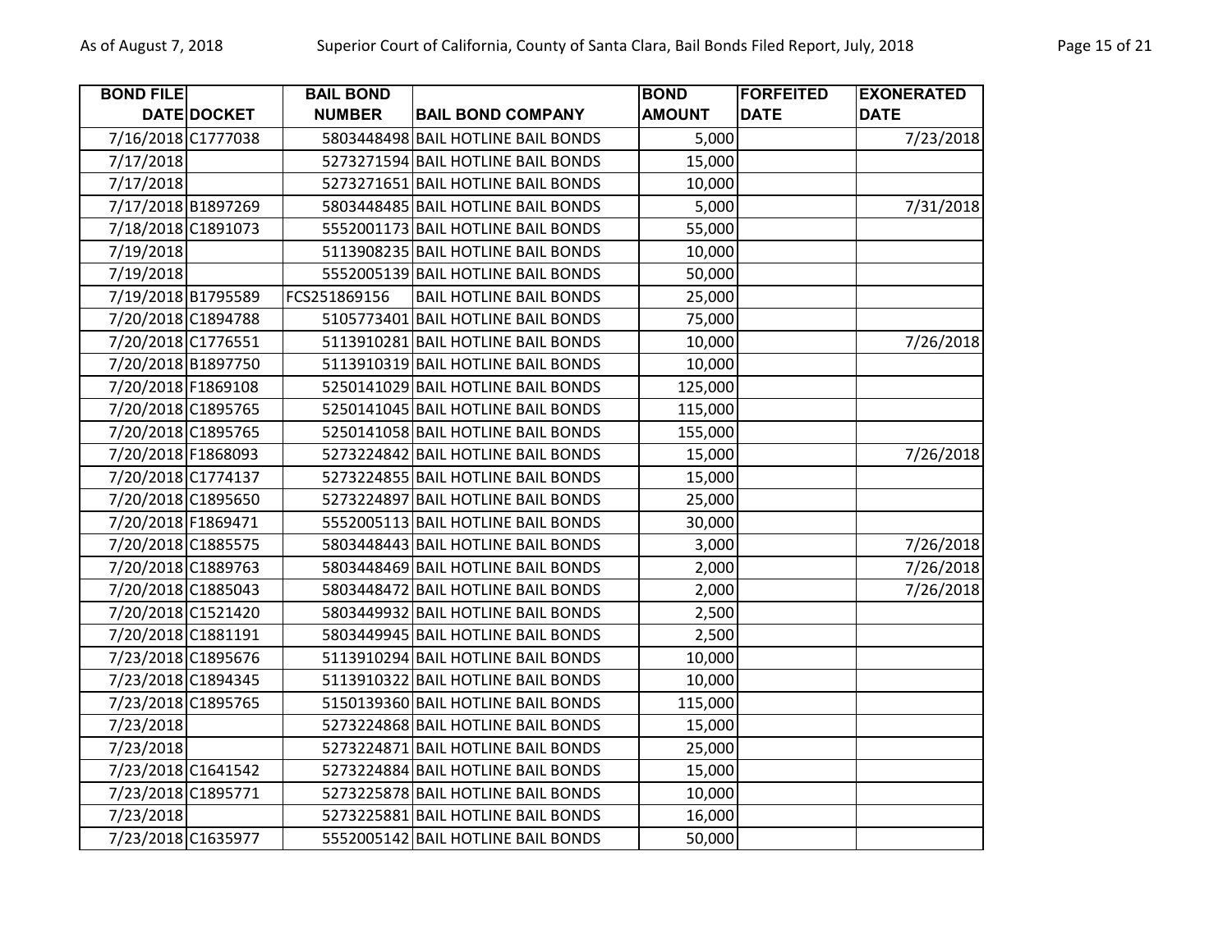| BOND FILE DATE | DOCKET | BAIL BOND NUMBER | BAIL BOND COMPANY | BOND AMOUNT | FORFEITED DATE | EXONERATED DATE |
|---|---|---|---|---|---|---|
| 7/16/2018 | C1777038 | 5803448498 | BAIL HOTLINE BAIL BONDS | 5,000 | | 7/23/2018 |
| 7/17/2018 | | 5273271594 | BAIL HOTLINE BAIL BONDS | 15,000 | | |
| 7/17/2018 | | 5273271651 | BAIL HOTLINE BAIL BONDS | 10,000 | | |
| 7/17/2018 | B1897269 | 5803448485 | BAIL HOTLINE BAIL BONDS | 5,000 | | 7/31/2018 |
| 7/18/2018 | C1891073 | 5552001173 | BAIL HOTLINE BAIL BONDS | 55,000 | | |
| 7/19/2018 | | 5113908235 | BAIL HOTLINE BAIL BONDS | 10,000 | | |
| 7/19/2018 | | 5552005139 | BAIL HOTLINE BAIL BONDS | 50,000 | | |
| 7/19/2018 | B1795589 | FCS251869156 | BAIL HOTLINE BAIL BONDS | 25,000 | | |
| 7/20/2018 | C1894788 | 5105773401 | BAIL HOTLINE BAIL BONDS | 75,000 | | |
| 7/20/2018 | C1776551 | 5113910281 | BAIL HOTLINE BAIL BONDS | 10,000 | | 7/26/2018 |
| 7/20/2018 | B1897750 | 5113910319 | BAIL HOTLINE BAIL BONDS | 10,000 | | |
| 7/20/2018 | F1869108 | 5250141029 | BAIL HOTLINE BAIL BONDS | 125,000 | | |
| 7/20/2018 | C1895765 | 5250141045 | BAIL HOTLINE BAIL BONDS | 115,000 | | |
| 7/20/2018 | C1895765 | 5250141058 | BAIL HOTLINE BAIL BONDS | 155,000 | | |
| 7/20/2018 | F1868093 | 5273224842 | BAIL HOTLINE BAIL BONDS | 15,000 | | 7/26/2018 |
| 7/20/2018 | C1774137 | 5273224855 | BAIL HOTLINE BAIL BONDS | 15,000 | | |
| 7/20/2018 | C1895650 | 5273224897 | BAIL HOTLINE BAIL BONDS | 25,000 | | |
| 7/20/2018 | F1869471 | 5552005113 | BAIL HOTLINE BAIL BONDS | 30,000 | | |
| 7/20/2018 | C1885575 | 5803448443 | BAIL HOTLINE BAIL BONDS | 3,000 | | 7/26/2018 |
| 7/20/2018 | C1889763 | 5803448469 | BAIL HOTLINE BAIL BONDS | 2,000 | | 7/26/2018 |
| 7/20/2018 | C1885043 | 5803448472 | BAIL HOTLINE BAIL BONDS | 2,000 | | 7/26/2018 |
| 7/20/2018 | C1521420 | 5803449932 | BAIL HOTLINE BAIL BONDS | 2,500 | | |
| 7/20/2018 | C1881191 | 5803449945 | BAIL HOTLINE BAIL BONDS | 2,500 | | |
| 7/23/2018 | C1895676 | 5113910294 | BAIL HOTLINE BAIL BONDS | 10,000 | | |
| 7/23/2018 | C1894345 | 5113910322 | BAIL HOTLINE BAIL BONDS | 10,000 | | |
| 7/23/2018 | C1895765 | 5150139360 | BAIL HOTLINE BAIL BONDS | 115,000 | | |
| 7/23/2018 | | 5273224868 | BAIL HOTLINE BAIL BONDS | 15,000 | | |
| 7/23/2018 | | 5273224871 | BAIL HOTLINE BAIL BONDS | 25,000 | | |
| 7/23/2018 | C1641542 | 5273224884 | BAIL HOTLINE BAIL BONDS | 15,000 | | |
| 7/23/2018 | C1895771 | 5273225878 | BAIL HOTLINE BAIL BONDS | 10,000 | | |
| 7/23/2018 | | 5273225881 | BAIL HOTLINE BAIL BONDS | 16,000 | | |
| 7/23/2018 | C1635977 | 5552005142 | BAIL HOTLINE BAIL BONDS | 50,000 | | |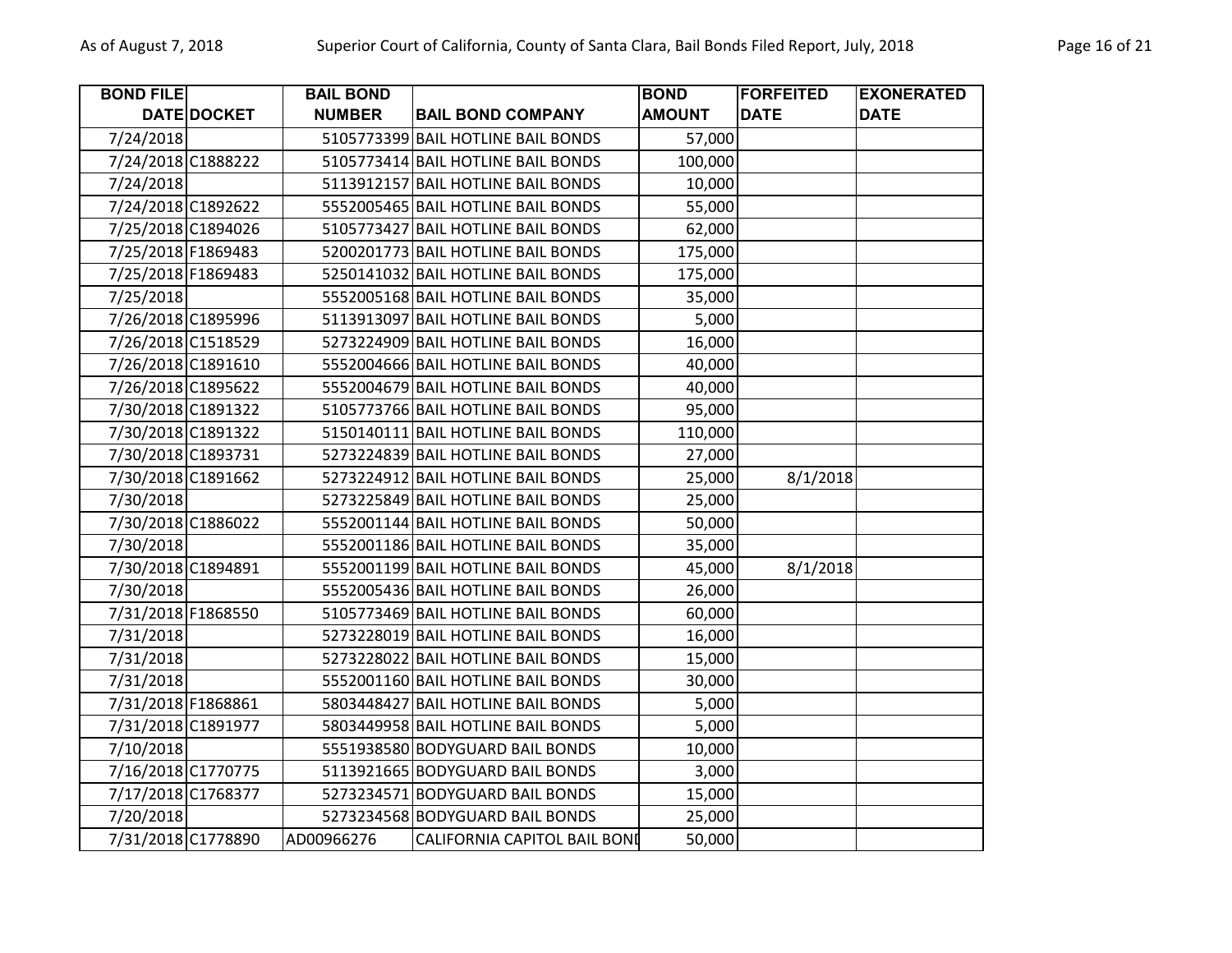| BOND FILE DATE | DOCKET | BAIL BOND NUMBER | BAIL BOND COMPANY | BOND AMOUNT | FORFEITED DATE | EXONERATED DATE |
|---|---|---|---|---|---|---|
| 7/24/2018 | | 5105773399 | BAIL HOTLINE BAIL BONDS | 57,000 | | |
| 7/24/2018 | C1888222 | 5105773414 | BAIL HOTLINE BAIL BONDS | 100,000 | | |
| 7/24/2018 | | 5113912157 | BAIL HOTLINE BAIL BONDS | 10,000 | | |
| 7/24/2018 | C1892622 | 5552005465 | BAIL HOTLINE BAIL BONDS | 55,000 | | |
| 7/25/2018 | C1894026 | 5105773427 | BAIL HOTLINE BAIL BONDS | 62,000 | | |
| 7/25/2018 | F1869483 | 5200201773 | BAIL HOTLINE BAIL BONDS | 175,000 | | |
| 7/25/2018 | F1869483 | 5250141032 | BAIL HOTLINE BAIL BONDS | 175,000 | | |
| 7/25/2018 | | 5552005168 | BAIL HOTLINE BAIL BONDS | 35,000 | | |
| 7/26/2018 | C1895996 | 5113913097 | BAIL HOTLINE BAIL BONDS | 5,000 | | |
| 7/26/2018 | C1518529 | 5273224909 | BAIL HOTLINE BAIL BONDS | 16,000 | | |
| 7/26/2018 | C1891610 | 5552004666 | BAIL HOTLINE BAIL BONDS | 40,000 | | |
| 7/26/2018 | C1895622 | 5552004679 | BAIL HOTLINE BAIL BONDS | 40,000 | | |
| 7/30/2018 | C1891322 | 5105773766 | BAIL HOTLINE BAIL BONDS | 95,000 | | |
| 7/30/2018 | C1891322 | 5150140111 | BAIL HOTLINE BAIL BONDS | 110,000 | | |
| 7/30/2018 | C1893731 | 5273224839 | BAIL HOTLINE BAIL BONDS | 27,000 | | |
| 7/30/2018 | C1891662 | 5273224912 | BAIL HOTLINE BAIL BONDS | 25,000 | 8/1/2018 | |
| 7/30/2018 | | 5273225849 | BAIL HOTLINE BAIL BONDS | 25,000 | | |
| 7/30/2018 | C1886022 | 5552001144 | BAIL HOTLINE BAIL BONDS | 50,000 | | |
| 7/30/2018 | | 5552001186 | BAIL HOTLINE BAIL BONDS | 35,000 | | |
| 7/30/2018 | C1894891 | 5552001199 | BAIL HOTLINE BAIL BONDS | 45,000 | 8/1/2018 | |
| 7/30/2018 | | 5552005436 | BAIL HOTLINE BAIL BONDS | 26,000 | | |
| 7/31/2018 | F1868550 | 5105773469 | BAIL HOTLINE BAIL BONDS | 60,000 | | |
| 7/31/2018 | | 5273228019 | BAIL HOTLINE BAIL BONDS | 16,000 | | |
| 7/31/2018 | | 5273228022 | BAIL HOTLINE BAIL BONDS | 15,000 | | |
| 7/31/2018 | | 5552001160 | BAIL HOTLINE BAIL BONDS | 30,000 | | |
| 7/31/2018 | F1868861 | 5803448427 | BAIL HOTLINE BAIL BONDS | 5,000 | | |
| 7/31/2018 | C1891977 | 5803449958 | BAIL HOTLINE BAIL BONDS | 5,000 | | |
| 7/10/2018 | | 5551938580 | BODYGUARD BAIL BONDS | 10,000 | | |
| 7/16/2018 | C1770775 | 5113921665 | BODYGUARD BAIL BONDS | 3,000 | | |
| 7/17/2018 | C1768377 | 5273234571 | BODYGUARD BAIL BONDS | 15,000 | | |
| 7/20/2018 | | 5273234568 | BODYGUARD BAIL BONDS | 25,000 | | |
| 7/31/2018 | C1778890 | AD00966276 | CALIFORNIA CAPITOL BAIL BONI | 50,000 | | |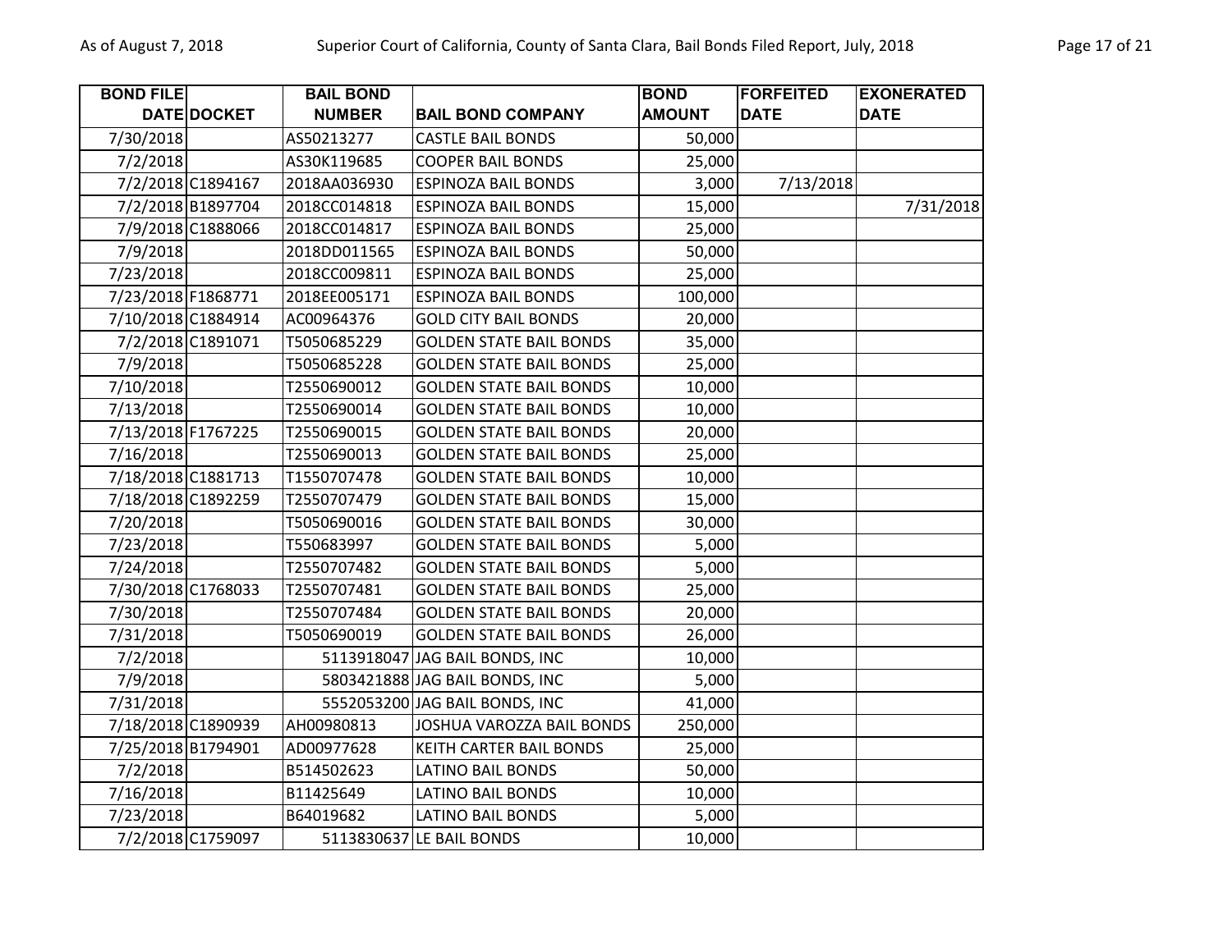| BOND FILE DATE | DOCKET | BAIL BOND NUMBER | BAIL BOND COMPANY | BOND AMOUNT | FORFEITED DATE | EXONERATED DATE |
|---|---|---|---|---|---|---|
| 7/30/2018 | | AS50213277 | CASTLE BAIL BONDS | 50,000 | | |
| 7/2/2018 | | AS30K119685 | COOPER BAIL BONDS | 25,000 | | |
| 7/2/2018 | C1894167 | 2018AA036930 | ESPINOZA BAIL BONDS | 3,000 | 7/13/2018 | |
| 7/2/2018 | B1897704 | 2018CC014818 | ESPINOZA BAIL BONDS | 15,000 | | 7/31/2018 |
| 7/9/2018 | C1888066 | 2018CC014817 | ESPINOZA BAIL BONDS | 25,000 | | |
| 7/9/2018 | | 2018DD011565 | ESPINOZA BAIL BONDS | 50,000 | | |
| 7/23/2018 | | 2018CC009811 | ESPINOZA BAIL BONDS | 25,000 | | |
| 7/23/2018 | F1868771 | 2018EE005171 | ESPINOZA BAIL BONDS | 100,000 | | |
| 7/10/2018 | C1884914 | AC00964376 | GOLD CITY BAIL BONDS | 20,000 | | |
| 7/2/2018 | C1891071 | T5050685229 | GOLDEN STATE BAIL BONDS | 35,000 | | |
| 7/9/2018 | | T5050685228 | GOLDEN STATE BAIL BONDS | 25,000 | | |
| 7/10/2018 | | T2550690012 | GOLDEN STATE BAIL BONDS | 10,000 | | |
| 7/13/2018 | | T2550690014 | GOLDEN STATE BAIL BONDS | 10,000 | | |
| 7/13/2018 | F1767225 | T2550690015 | GOLDEN STATE BAIL BONDS | 20,000 | | |
| 7/16/2018 | | T2550690013 | GOLDEN STATE BAIL BONDS | 25,000 | | |
| 7/18/2018 | C1881713 | T1550707478 | GOLDEN STATE BAIL BONDS | 10,000 | | |
| 7/18/2018 | C1892259 | T2550707479 | GOLDEN STATE BAIL BONDS | 15,000 | | |
| 7/20/2018 | | T5050690016 | GOLDEN STATE BAIL BONDS | 30,000 | | |
| 7/23/2018 | | T550683997 | GOLDEN STATE BAIL BONDS | 5,000 | | |
| 7/24/2018 | | T2550707482 | GOLDEN STATE BAIL BONDS | 5,000 | | |
| 7/30/2018 | C1768033 | T2550707481 | GOLDEN STATE BAIL BONDS | 25,000 | | |
| 7/30/2018 | | T2550707484 | GOLDEN STATE BAIL BONDS | 20,000 | | |
| 7/31/2018 | | T5050690019 | GOLDEN STATE BAIL BONDS | 26,000 | | |
| 7/2/2018 | | 5113918047 | JAG BAIL BONDS, INC | 10,000 | | |
| 7/9/2018 | | 5803421888 | JAG BAIL BONDS, INC | 5,000 | | |
| 7/31/2018 | | 5552053200 | JAG BAIL BONDS, INC | 41,000 | | |
| 7/18/2018 | C1890939 | AH00980813 | JOSHUA VAROZZA BAIL BONDS | 250,000 | | |
| 7/25/2018 | B1794901 | AD00977628 | KEITH CARTER BAIL BONDS | 25,000 | | |
| 7/2/2018 | | B514502623 | LATINO BAIL BONDS | 50,000 | | |
| 7/16/2018 | | B11425649 | LATINO BAIL BONDS | 10,000 | | |
| 7/23/2018 | | B64019682 | LATINO BAIL BONDS | 5,000 | | |
| 7/2/2018 | C1759097 | 5113830637 | LE BAIL BONDS | 10,000 | | |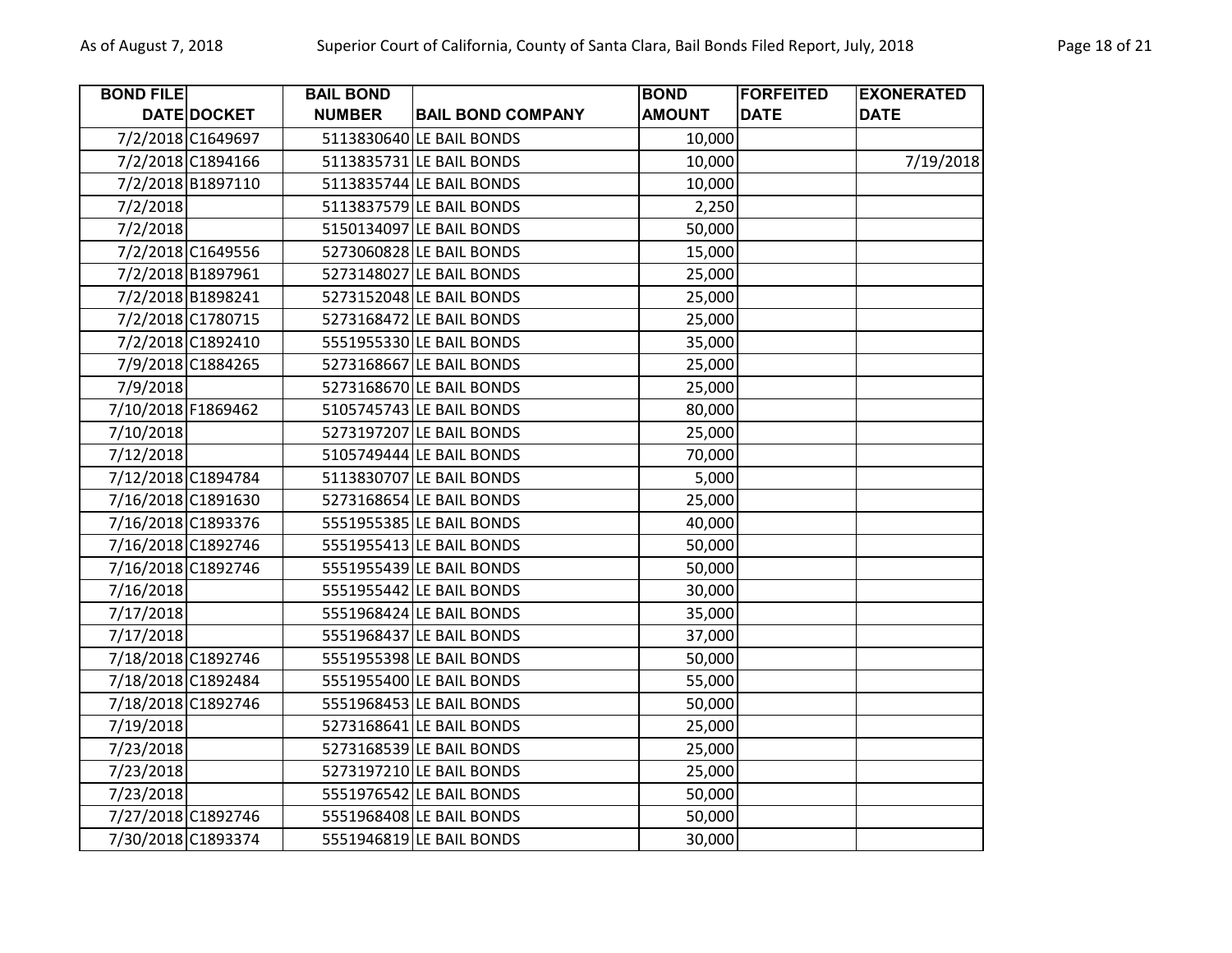| BOND FILE DATE | DOCKET | BAIL BOND NUMBER | BAIL BOND COMPANY | BOND AMOUNT | FORFEITED DATE | EXONERATED DATE |
|---|---|---|---|---|---|---|
| 7/2/2018 | C1649697 | 5113830640 | LE BAIL BONDS | 10,000 | | |
| 7/2/2018 | C1894166 | 5113835731 | LE BAIL BONDS | 10,000 | | 7/19/2018 |
| 7/2/2018 | B1897110 | 5113835744 | LE BAIL BONDS | 10,000 | | |
| 7/2/2018 | | 5113837579 | LE BAIL BONDS | 2,250 | | |
| 7/2/2018 | | 5150134097 | LE BAIL BONDS | 50,000 | | |
| 7/2/2018 | C1649556 | 5273060828 | LE BAIL BONDS | 15,000 | | |
| 7/2/2018 | B1897961 | 5273148027 | LE BAIL BONDS | 25,000 | | |
| 7/2/2018 | B1898241 | 5273152048 | LE BAIL BONDS | 25,000 | | |
| 7/2/2018 | C1780715 | 5273168472 | LE BAIL BONDS | 25,000 | | |
| 7/2/2018 | C1892410 | 5551955330 | LE BAIL BONDS | 35,000 | | |
| 7/9/2018 | C1884265 | 5273168667 | LE BAIL BONDS | 25,000 | | |
| 7/9/2018 | | 5273168670 | LE BAIL BONDS | 25,000 | | |
| 7/10/2018 | F1869462 | 5105745743 | LE BAIL BONDS | 80,000 | | |
| 7/10/2018 | | 5273197207 | LE BAIL BONDS | 25,000 | | |
| 7/12/2018 | | 5105749444 | LE BAIL BONDS | 70,000 | | |
| 7/12/2018 | C1894784 | 5113830707 | LE BAIL BONDS | 5,000 | | |
| 7/16/2018 | C1891630 | 5273168654 | LE BAIL BONDS | 25,000 | | |
| 7/16/2018 | C1893376 | 5551955385 | LE BAIL BONDS | 40,000 | | |
| 7/16/2018 | C1892746 | 5551955413 | LE BAIL BONDS | 50,000 | | |
| 7/16/2018 | C1892746 | 5551955439 | LE BAIL BONDS | 50,000 | | |
| 7/16/2018 | | 5551955442 | LE BAIL BONDS | 30,000 | | |
| 7/17/2018 | | 5551968424 | LE BAIL BONDS | 35,000 | | |
| 7/17/2018 | | 5551968437 | LE BAIL BONDS | 37,000 | | |
| 7/18/2018 | C1892746 | 5551955398 | LE BAIL BONDS | 50,000 | | |
| 7/18/2018 | C1892484 | 5551955400 | LE BAIL BONDS | 55,000 | | |
| 7/18/2018 | C1892746 | 5551968453 | LE BAIL BONDS | 50,000 | | |
| 7/19/2018 | | 5273168641 | LE BAIL BONDS | 25,000 | | |
| 7/23/2018 | | 5273168539 | LE BAIL BONDS | 25,000 | | |
| 7/23/2018 | | 5273197210 | LE BAIL BONDS | 25,000 | | |
| 7/23/2018 | | 5551976542 | LE BAIL BONDS | 50,000 | | |
| 7/27/2018 | C1892746 | 5551968408 | LE BAIL BONDS | 50,000 | | |
| 7/30/2018 | C1893374 | 5551946819 | LE BAIL BONDS | 30,000 | | |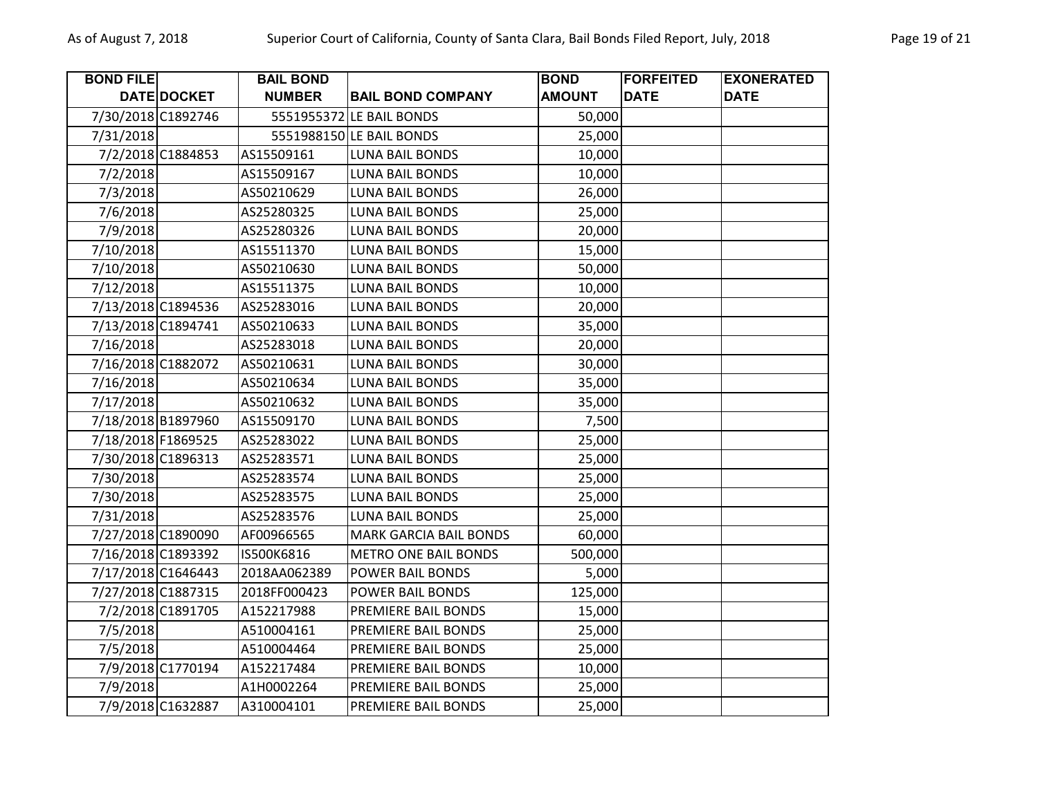| BOND FILE DATE | DOCKET | BAIL BOND NUMBER | BAIL BOND COMPANY | BOND AMOUNT | FORFEITED DATE | EXONERATED DATE |
|---|---|---|---|---|---|---|
| 7/30/2018 | C1892746 | 5551955372 | LE BAIL BONDS | 50,000 | | |
| 7/31/2018 | | 5551988150 | LE BAIL BONDS | 25,000 | | |
| 7/2/2018 | C1884853 | AS15509161 | LUNA BAIL BONDS | 10,000 | | |
| 7/2/2018 | | AS15509167 | LUNA BAIL BONDS | 10,000 | | |
| 7/3/2018 | | AS50210629 | LUNA BAIL BONDS | 26,000 | | |
| 7/6/2018 | | AS25280325 | LUNA BAIL BONDS | 25,000 | | |
| 7/9/2018 | | AS25280326 | LUNA BAIL BONDS | 20,000 | | |
| 7/10/2018 | | AS15511370 | LUNA BAIL BONDS | 15,000 | | |
| 7/10/2018 | | AS50210630 | LUNA BAIL BONDS | 50,000 | | |
| 7/12/2018 | | AS15511375 | LUNA BAIL BONDS | 10,000 | | |
| 7/13/2018 | C1894536 | AS25283016 | LUNA BAIL BONDS | 20,000 | | |
| 7/13/2018 | C1894741 | AS50210633 | LUNA BAIL BONDS | 35,000 | | |
| 7/16/2018 | | AS25283018 | LUNA BAIL BONDS | 20,000 | | |
| 7/16/2018 | C1882072 | AS50210631 | LUNA BAIL BONDS | 30,000 | | |
| 7/16/2018 | | AS50210634 | LUNA BAIL BONDS | 35,000 | | |
| 7/17/2018 | | AS50210632 | LUNA BAIL BONDS | 35,000 | | |
| 7/18/2018 | B1897960 | AS15509170 | LUNA BAIL BONDS | 7,500 | | |
| 7/18/2018 | F1869525 | AS25283022 | LUNA BAIL BONDS | 25,000 | | |
| 7/30/2018 | C1896313 | AS25283571 | LUNA BAIL BONDS | 25,000 | | |
| 7/30/2018 | | AS25283574 | LUNA BAIL BONDS | 25,000 | | |
| 7/30/2018 | | AS25283575 | LUNA BAIL BONDS | 25,000 | | |
| 7/31/2018 | | AS25283576 | LUNA BAIL BONDS | 25,000 | | |
| 7/27/2018 | C1890090 | AF00966565 | MARK GARCIA BAIL BONDS | 60,000 | | |
| 7/16/2018 | C1893392 | IS500K6816 | METRO ONE BAIL BONDS | 500,000 | | |
| 7/17/2018 | C1646443 | 2018AA062389 | POWER BAIL BONDS | 5,000 | | |
| 7/27/2018 | C1887315 | 2018FF000423 | POWER BAIL BONDS | 125,000 | | |
| 7/2/2018 | C1891705 | A152217988 | PREMIERE BAIL BONDS | 15,000 | | |
| 7/5/2018 | | A510004161 | PREMIERE BAIL BONDS | 25,000 | | |
| 7/5/2018 | | A510004464 | PREMIERE BAIL BONDS | 25,000 | | |
| 7/9/2018 | C1770194 | A152217484 | PREMIERE BAIL BONDS | 10,000 | | |
| 7/9/2018 | | A1H0002264 | PREMIERE BAIL BONDS | 25,000 | | |
| 7/9/2018 | C1632887 | A310004101 | PREMIERE BAIL BONDS | 25,000 | | |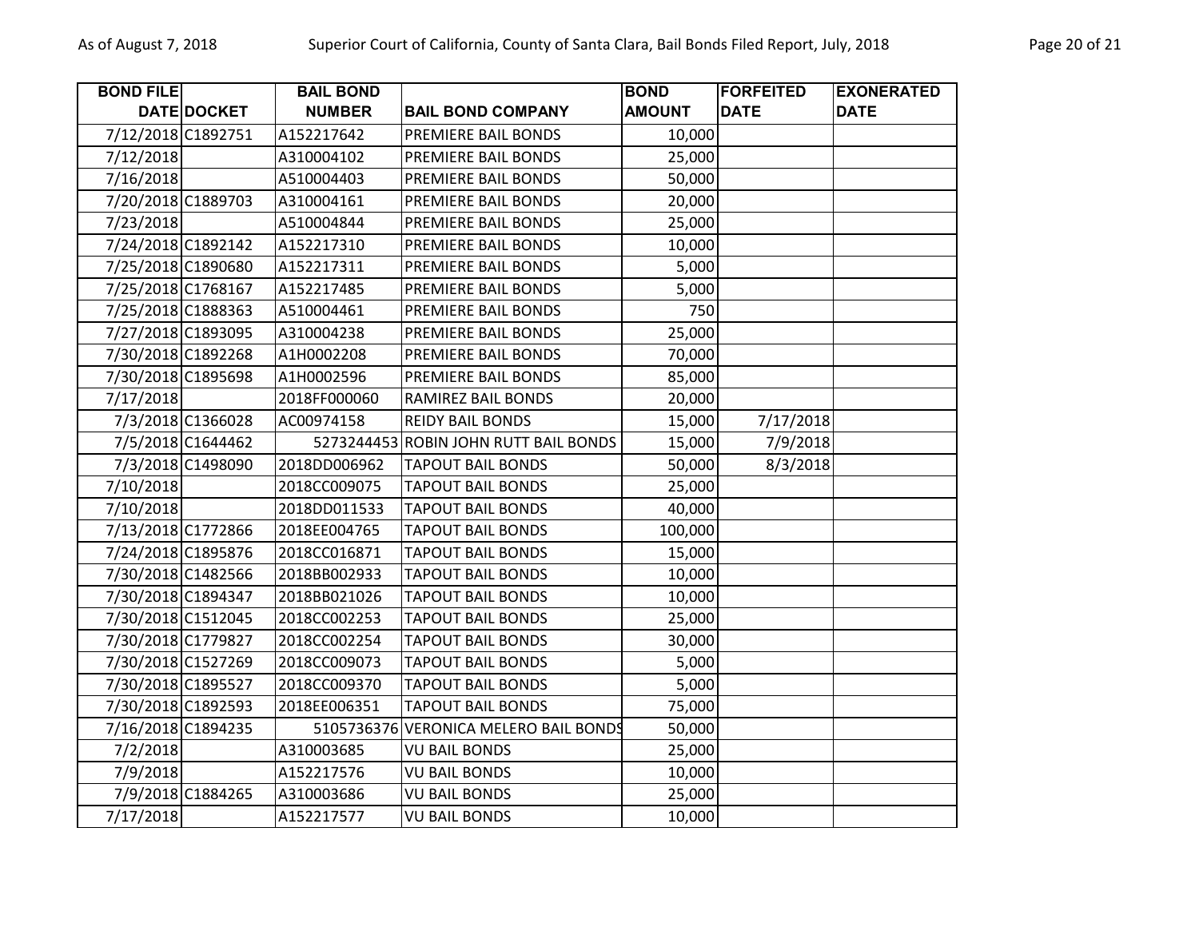| BOND FILE DATE | DOCKET | BAIL BOND NUMBER | BAIL BOND COMPANY | BOND AMOUNT | FORFEITED DATE | EXONERATED DATE |
|---|---|---|---|---|---|---|
| 7/12/2018 | C1892751 | A152217642 | PREMIERE BAIL BONDS | 10,000 | | |
| 7/12/2018 | | A310004102 | PREMIERE BAIL BONDS | 25,000 | | |
| 7/16/2018 | | A510004403 | PREMIERE BAIL BONDS | 50,000 | | |
| 7/20/2018 | C1889703 | A310004161 | PREMIERE BAIL BONDS | 20,000 | | |
| 7/23/2018 | | A510004844 | PREMIERE BAIL BONDS | 25,000 | | |
| 7/24/2018 | C1892142 | A152217310 | PREMIERE BAIL BONDS | 10,000 | | |
| 7/25/2018 | C1890680 | A152217311 | PREMIERE BAIL BONDS | 5,000 | | |
| 7/25/2018 | C1768167 | A152217485 | PREMIERE BAIL BONDS | 5,000 | | |
| 7/25/2018 | C1888363 | A510004461 | PREMIERE BAIL BONDS | 750 | | |
| 7/27/2018 | C1893095 | A310004238 | PREMIERE BAIL BONDS | 25,000 | | |
| 7/30/2018 | C1892268 | A1H0002208 | PREMIERE BAIL BONDS | 70,000 | | |
| 7/30/2018 | C1895698 | A1H0002596 | PREMIERE BAIL BONDS | 85,000 | | |
| 7/17/2018 | | 2018FF000060 | RAMIREZ BAIL BONDS | 20,000 | | |
| 7/3/2018 | C1366028 | AC00974158 | REIDY BAIL BONDS | 15,000 | 7/17/2018 | |
| 7/5/2018 | C1644462 | 5273244453 | ROBIN JOHN RUTT BAIL BONDS | 15,000 | 7/9/2018 | |
| 7/3/2018 | C1498090 | 2018DD006962 | TAPOUT BAIL BONDS | 50,000 | 8/3/2018 | |
| 7/10/2018 | | 2018CC009075 | TAPOUT BAIL BONDS | 25,000 | | |
| 7/10/2018 | | 2018DD011533 | TAPOUT BAIL BONDS | 40,000 | | |
| 7/13/2018 | C1772866 | 2018EE004765 | TAPOUT BAIL BONDS | 100,000 | | |
| 7/24/2018 | C1895876 | 2018CC016871 | TAPOUT BAIL BONDS | 15,000 | | |
| 7/30/2018 | C1482566 | 2018BB002933 | TAPOUT BAIL BONDS | 10,000 | | |
| 7/30/2018 | C1894347 | 2018BB021026 | TAPOUT BAIL BONDS | 10,000 | | |
| 7/30/2018 | C1512045 | 2018CC002253 | TAPOUT BAIL BONDS | 25,000 | | |
| 7/30/2018 | C1779827 | 2018CC002254 | TAPOUT BAIL BONDS | 30,000 | | |
| 7/30/2018 | C1527269 | 2018CC009073 | TAPOUT BAIL BONDS | 5,000 | | |
| 7/30/2018 | C1895527 | 2018CC009370 | TAPOUT BAIL BONDS | 5,000 | | |
| 7/30/2018 | C1892593 | 2018EE006351 | TAPOUT BAIL BONDS | 75,000 | | |
| 7/16/2018 | C1894235 | 5105736376 | VERONICA MELERO BAIL BONDS | 50,000 | | |
| 7/2/2018 | | A310003685 | VU BAIL BONDS | 25,000 | | |
| 7/9/2018 | | A152217576 | VU BAIL BONDS | 10,000 | | |
| 7/9/2018 | C1884265 | A310003686 | VU BAIL BONDS | 25,000 | | |
| 7/17/2018 | | A152217577 | VU BAIL BONDS | 10,000 | | |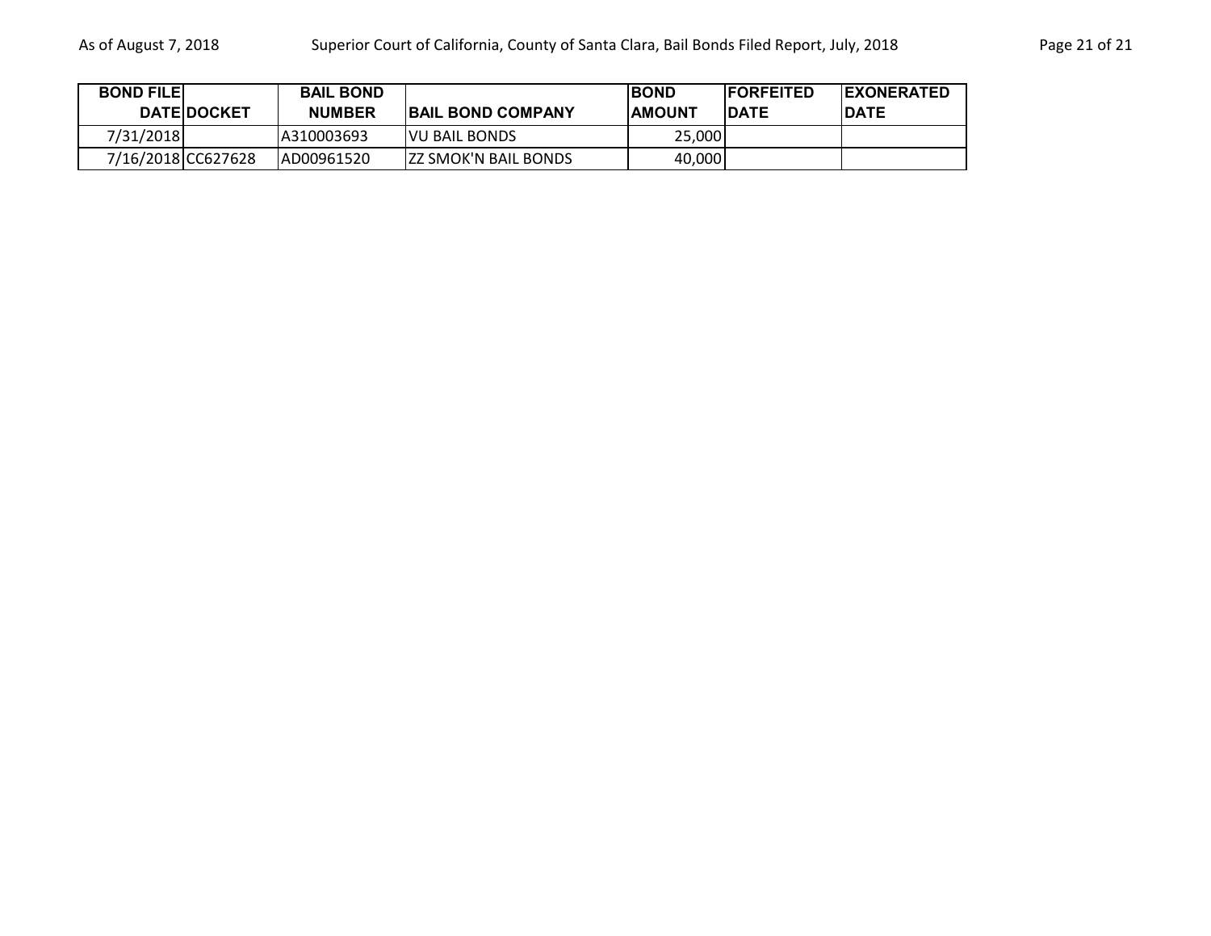| BOND FILE DATE | DOCKET | BAIL BOND NUMBER | BAIL BOND COMPANY | BOND AMOUNT | FORFEITED DATE | EXONERATED DATE |
|---|---|---|---|---|---|---|
| 7/31/2018 | | A310003693 | VU BAIL BONDS | 25,000 | | |
| 7/16/2018 | CC627628 | AD00961520 | ZZ SMOK'N BAIL BONDS | 40,000 | | |